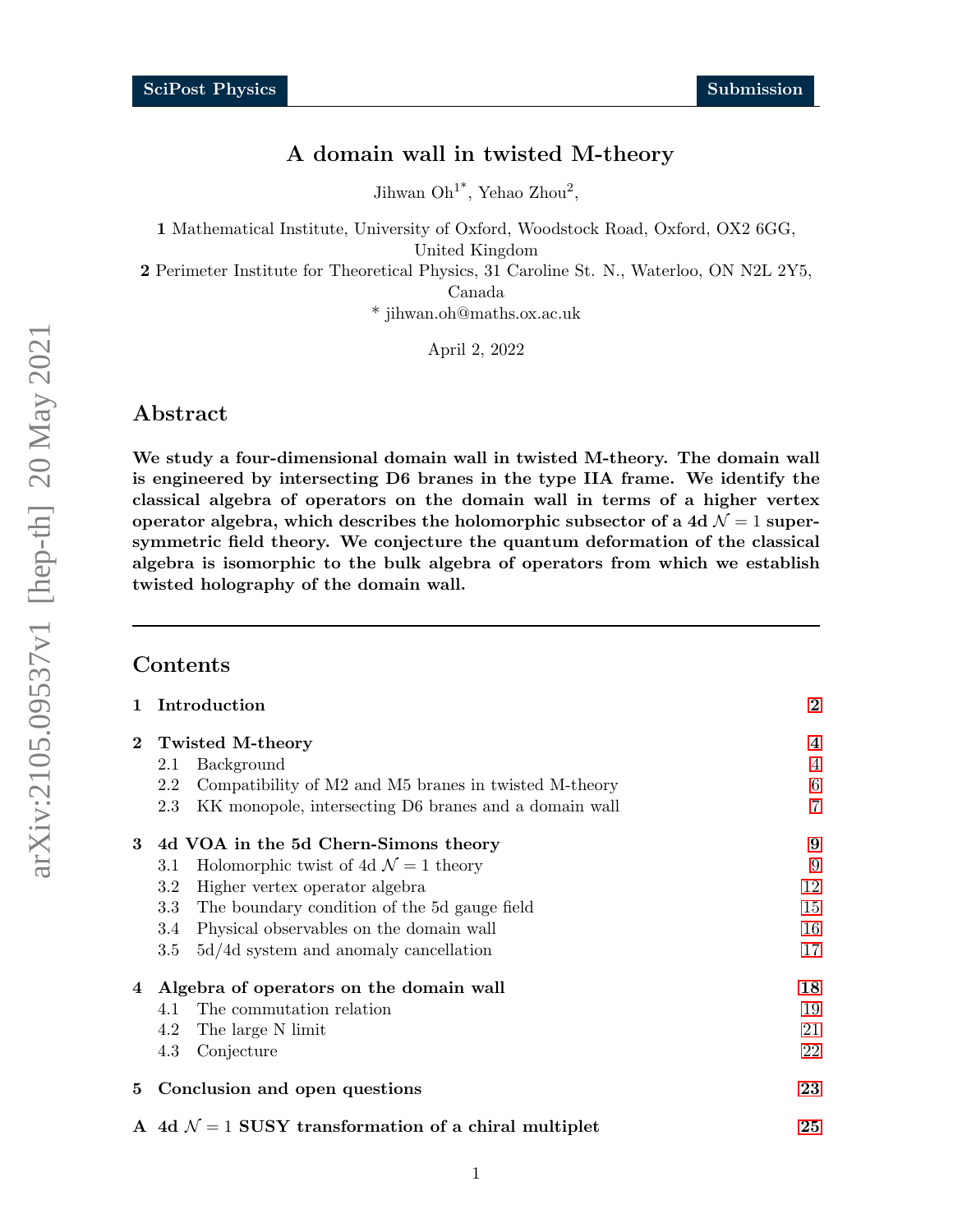# A domain wall in twisted M-theory

Jihwan Oh[1*], Yehao Zhou[2],

**1** Mathematical Institute, University of Oxford, Woodstock Road, Oxford, OX2 6GG, United Kingdom

**2** Perimeter Institute for Theoretical Physics, 31 Caroline St. N., Waterloo, ON N2L 2Y5, Canada

\* jihwan.oh@maths.ox.ac.uk

April 2, 2022

## Abstract

**We study a four-dimensional domain wall in twisted M-theory. The domain wall is engineered by intersecting D6 branes in the type IIA frame. We identify the classical algebra of operators on the domain wall in terms of a higher vertex operator algebra, which describes the holomorphic subsector of a 4d $\mathcal{N} = 1$ supersymmetric field theory. We conjecture the quantum deformation of the classical algebra is isomorphic to the bulk algebra of operators from which we establish twisted holography of the domain wall.**

---

## Contents

- **1 Introduction** — 2
- **2 Twisted M-theory** — 4
  - 2.1 Background — 4
  - 2.2 Compatibility of M2 and M5 branes in twisted M-theory — 6
  - 2.3 KK monopole, intersecting D6 branes and a domain wall — 7
- **3 4d VOA in the 5d Chern-Simons theory** — 9
  - 3.1 Holomorphic twist of 4d $\mathcal{N} = 1$ theory — 9
  - 3.2 Higher vertex operator algebra — 12
  - 3.3 The boundary condition of the 5d gauge field — 15
  - 3.4 Physical observables on the domain wall — 16
  - 3.5 5d/4d system and anomaly cancellation — 17
- **4 Algebra of operators on the domain wall** — 18
  - 4.1 The commutation relation — 19
  - 4.2 The large N limit — 21
  - 4.3 Conjecture — 22
- **5 Conclusion and open questions** — 23
- **A 4d $\mathcal{N} = 1$ SUSY transformation of a chiral multiplet** — 25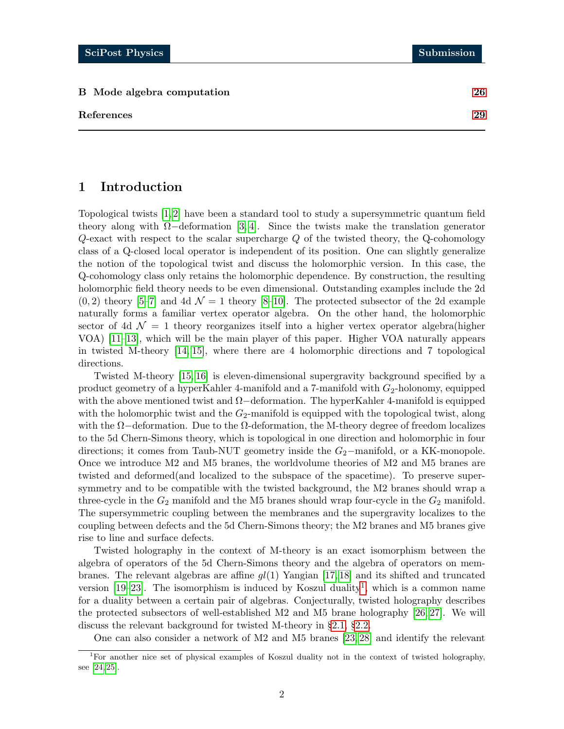**B Mode algebra computation** 26

**References** 29

# 1 Introduction

Topological twists [1,2] have been a standard tool to study a supersymmetric quantum field theory along with $\Omega-$deformation [3,4]. Since the twists make the translation generator $Q$-exact with respect to the scalar supercharge $Q$ of the twisted theory, the Q-cohomology class of a Q-closed local operator is independent of its position. One can slightly generalize the notion of the topological twist and discuss the holomorphic version. In this case, the Q-cohomology class only retains the holomorphic dependence. By construction, the resulting holomorphic field theory needs to be even dimensional. Outstanding examples include the 2d $(0, 2)$ theory [5–7] and 4d $\mathcal{N} = 1$ theory [8–10]. The protected subsector of the 2d example naturally forms a familiar vertex operator algebra. On the other hand, the holomorphic sector of 4d $\mathcal{N} = 1$ theory reorganizes itself into a higher vertex operator algebra(higher VOA) [11–13], which will be the main player of this paper. Higher VOA naturally appears in twisted M-theory [14,15], where there are 4 holomorphic directions and 7 topological directions.

Twisted M-theory [15,16] is eleven-dimensional supergravity background specified by a product geometry of a hyperKahler 4-manifold and a 7-manifold with $G_2$-holonomy, equipped with the above mentioned twist and $\Omega-$deformation. The hyperKahler 4-manifold is equipped with the holomorphic twist and the $G_2$-manifold is equipped with the topological twist, along with the $\Omega-$deformation. Due to the $\Omega$-deformation, the M-theory degree of freedom localizes to the 5d Chern-Simons theory, which is topological in one direction and holomorphic in four directions; it comes from Taub-NUT geometry inside the $G_2-$manifold, or a KK-monopole. Once we introduce M2 and M5 branes, the worldvolume theories of M2 and M5 branes are twisted and deformed(and localized to the subspace of the spacetime). To preserve supersymmetry and to be compatible with the twisted background, the M2 branes should wrap a three-cycle in the $G_2$ manifold and the M5 branes should wrap four-cycle in the $G_2$ manifold. The supersymmetric coupling between the membranes and the supergravity localizes to the coupling between defects and the 5d Chern-Simons theory; the M2 branes and M5 branes give rise to line and surface defects.

Twisted holography in the context of M-theory is an exact isomorphism between the algebra of operators of the 5d Chern-Simons theory and the algebra of operators on membranes. The relevant algebras are affine $gl(1)$ Yangian [17,18] and its shifted and truncated version [19–23]. The isomorphism is induced by Koszul duality[1], which is a common name for a duality between a certain pair of algebras. Conjecturally, twisted holography describes the protected subsectors of well-established M2 and M5 brane holography [26,27]. We will discuss the relevant background for twisted M-theory in §2.1, §2.2.

One can also consider a network of M2 and M5 branes [23,28] and identify the relevant

[1] For another nice set of physical examples of Koszul duality not in the context of twisted holography, see [24,25].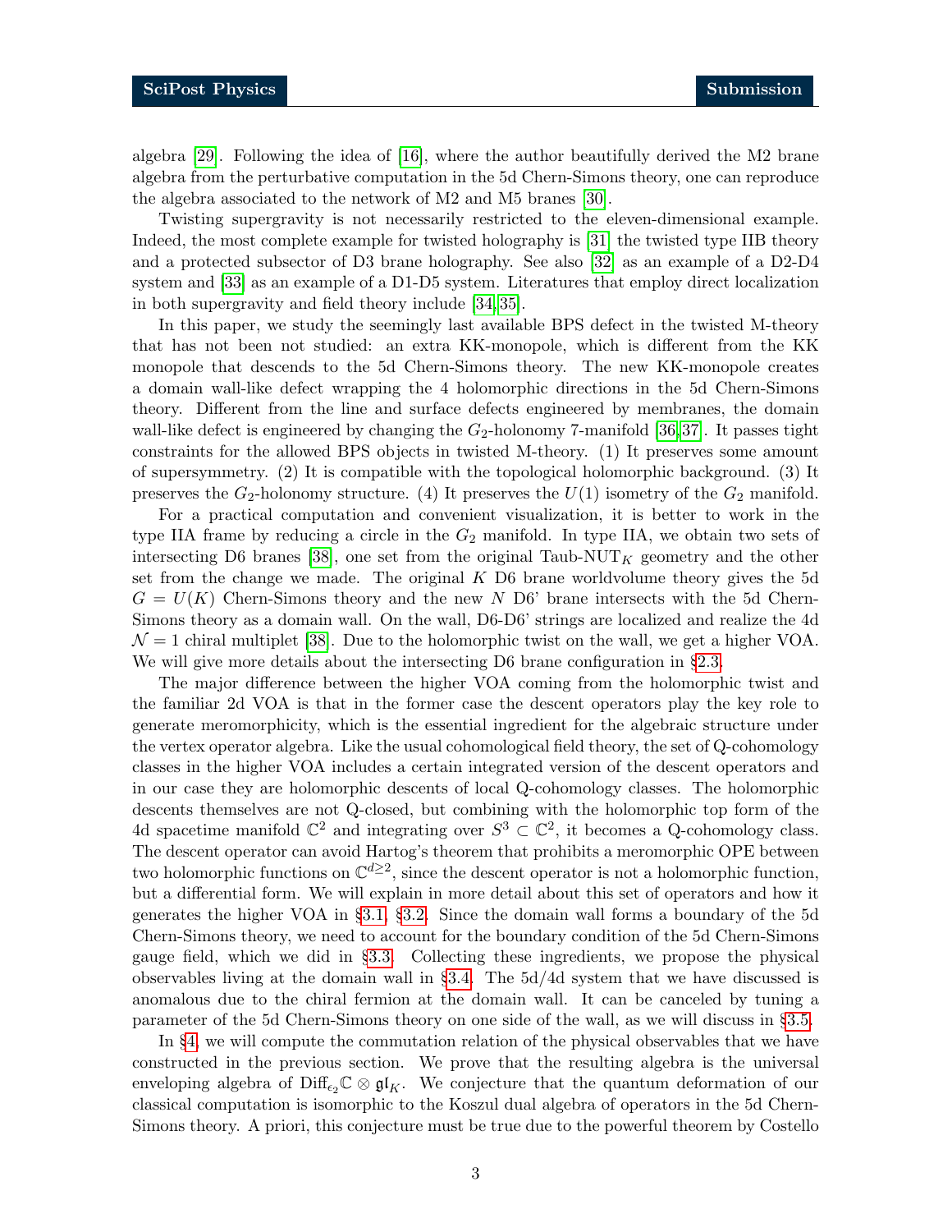algebra [29]. Following the idea of [16], where the author beautifully derived the M2 brane algebra from the perturbative computation in the 5d Chern-Simons theory, one can reproduce the algebra associated to the network of M2 and M5 branes [30].

Twisting supergravity is not necessarily restricted to the eleven-dimensional example. Indeed, the most complete example for twisted holography is [31] the twisted type IIB theory and a protected subsector of D3 brane holography. See also [32] as an example of a D2-D4 system and [33] as an example of a D1-D5 system. Literatures that employ direct localization in both supergravity and field theory include [34,35].

In this paper, we study the seemingly last available BPS defect in the twisted M-theory that has not been not studied: an extra KK-monopole, which is different from the KK monopole that descends to the 5d Chern-Simons theory. The new KK-monopole creates a domain wall-like defect wrapping the 4 holomorphic directions in the 5d Chern-Simons theory. Different from the line and surface defects engineered by membranes, the domain wall-like defect is engineered by changing the $G_2$-holonomy 7-manifold [36,37]. It passes tight constraints for the allowed BPS objects in twisted M-theory. (1) It preserves some amount of supersymmetry. (2) It is compatible with the topological holomorphic background. (3) It preserves the $G_2$-holonomy structure. (4) It preserves the $U(1)$ isometry of the $G_2$ manifold.

For a practical computation and convenient visualization, it is better to work in the type IIA frame by reducing a circle in the $G_2$ manifold. In type IIA, we obtain two sets of intersecting D6 branes [38], one set from the original Taub-NUT$_K$ geometry and the other set from the change we made. The original $K$ D6 brane worldvolume theory gives the 5d $G = U(K)$ Chern-Simons theory and the new $N$ D6' brane intersects with the 5d Chern-Simons theory as a domain wall. On the wall, D6-D6' strings are localized and realize the 4d $\mathcal{N} = 1$ chiral multiplet [38]. Due to the holomorphic twist on the wall, we get a higher VOA. We will give more details about the intersecting D6 brane configuration in §2.3.

The major difference between the higher VOA coming from the holomorphic twist and the familiar 2d VOA is that in the former case the descent operators play the key role to generate meromorphicity, which is the essential ingredient for the algebraic structure under the vertex operator algebra. Like the usual cohomological field theory, the set of Q-cohomology classes in the higher VOA includes a certain integrated version of the descent operators and in our case they are holomorphic descents of local Q-cohomology classes. The holomorphic descents themselves are not Q-closed, but combining with the holomorphic top form of the 4d spacetime manifold $\mathbb{C}^2$ and integrating over $S^3 \subset \mathbb{C}^2$, it becomes a Q-cohomology class. The descent operator can avoid Hartog's theorem that prohibits a meromorphic OPE between two holomorphic functions on $\mathbb{C}^{d\geq 2}$, since the descent operator is not a holomorphic function, but a differential form. We will explain in more detail about this set of operators and how it generates the higher VOA in §3.1, §3.2. Since the domain wall forms a boundary of the 5d Chern-Simons theory, we need to account for the boundary condition of the 5d Chern-Simons gauge field, which we did in §3.3. Collecting these ingredients, we propose the physical observables living at the domain wall in §3.4. The 5d/4d system that we have discussed is anomalous due to the chiral fermion at the domain wall. It can be canceled by tuning a parameter of the 5d Chern-Simons theory on one side of the wall, as we will discuss in §3.5.

In §4, we will compute the commutation relation of the physical observables that we have constructed in the previous section. We prove that the resulting algebra is the universal enveloping algebra of $\text{Diff}_{\epsilon_2}\mathbb{C} \otimes \mathfrak{gl}_K$. We conjecture that the quantum deformation of our classical computation is isomorphic to the Koszul dual algebra of operators in the 5d Chern-Simons theory. A priori, this conjecture must be true due to the powerful theorem by Costello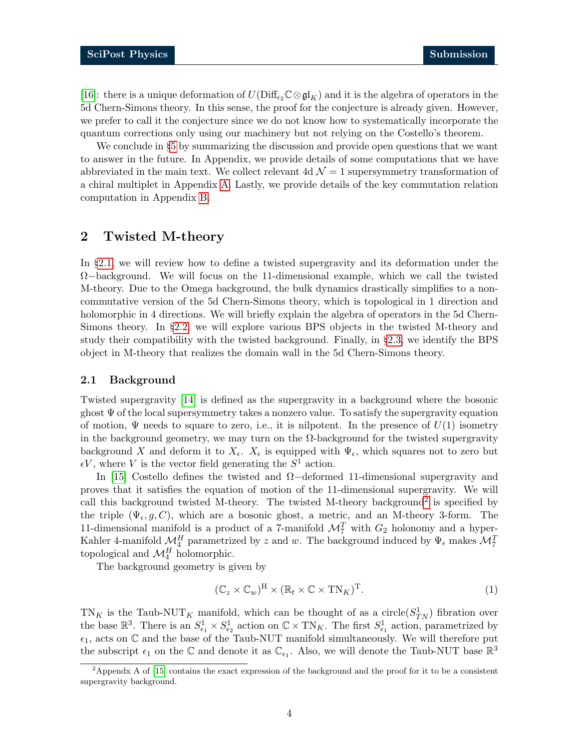[16]: there is a unique deformation of $U(\mathrm{Diff}_{\epsilon_2}\mathbb{C}\otimes\mathfrak{gl}_K)$ and it is the algebra of operators in the 5d Chern-Simons theory. In this sense, the proof for the conjecture is already given. However, we prefer to call it the conjecture since we do not know how to systematically incorporate the quantum corrections only using our machinery but not relying on the Costello's theorem.

We conclude in §5 by summarizing the discussion and provide open questions that we want to answer in the future. In Appendix, we provide details of some computations that we have abbreviated in the main text. We collect relevant 4d $\mathcal{N}=1$ supersymmetry transformation of a chiral multiplet in Appendix A. Lastly, we provide details of the key commutation relation computation in Appendix B.

## 2 Twisted M-theory

In §2.1, we will review how to define a twisted supergravity and its deformation under the $\Omega-$background. We will focus on the 11-dimensional example, which we call the twisted M-theory. Due to the Omega background, the bulk dynamics drastically simplifies to a non-commutative version of the 5d Chern-Simons theory, which is topological in 1 direction and holomorphic in 4 directions. We will briefly explain the algebra of operators in the 5d Chern-Simons theory. In §2.2, we will explore various BPS objects in the twisted M-theory and study their compatibility with the twisted background. Finally, in §2.3, we identify the BPS object in M-theory that realizes the domain wall in the 5d Chern-Simons theory.

### 2.1 Background

Twisted supergravity [14] is defined as the supergravity in a background where the bosonic ghost $\Psi$ of the local supersymmetry takes a nonzero value. To satisfy the supergravity equation of motion, $\Psi$ needs to square to zero, i.e., it is nilpotent. In the presence of $U(1)$ isometry in the background geometry, we may turn on the $\Omega$-background for the twisted supergravity background $X$ and deform it to $X_\epsilon$. $X_\epsilon$ is equipped with $\Psi_\epsilon$, which squares not to zero but $\epsilon V$, where $V$ is the vector field generating the $S^1$ action.

In [15] Costello defines the twisted and $\Omega-$deformed 11-dimensional supergravity and proves that it satisfies the equation of motion of the 11-dimensional supergravity. We will call this background twisted M-theory. The twisted M-theory background[2] is specified by the triple $(\Psi_\epsilon, g, C)$, which are a bosonic ghost, a metric, and an M-theory 3-form. The 11-dimensional manifold is a product of a 7-manifold $\mathcal{M}_7^T$ with $G_2$ holonomy and a hyper-Kahler 4-manifold $\mathcal{M}_4^H$ parametrized by $z$ and $w$. The background induced by $\Psi_\epsilon$ makes $\mathcal{M}_7^T$ topological and $\mathcal{M}_4^H$ holomorphic.

The background geometry is given by

$$(\mathbb{C}_z \times \mathbb{C}_w)^{\mathrm{H}} \times (\mathbb{R}_t \times \mathbb{C} \times \mathrm{TN}_K)^{\mathrm{T}}. \tag{1}$$

$\mathrm{TN}_K$ is the Taub-NUT$_K$ manifold, which can be thought of as a circle($S^1_{TN}$) fibration over the base $\mathbb{R}^3$. There is an $S^1_{\epsilon_1}\times S^1_{\epsilon_2}$ action on $\mathbb{C}\times\mathrm{TN}_K$. The first $S^1_{\epsilon_1}$ action, parametrized by $\epsilon_1$, acts on $\mathbb{C}$ and the base of the Taub-NUT manifold simultaneously. We will therefore put the subscript $\epsilon_1$ on the $\mathbb{C}$ and denote it as $\mathbb{C}_{\epsilon_1}$. Also, we will denote the Taub-NUT base $\mathbb{R}^3$

[2] Appendx A of [15] contains the exact expression of the background and the proof for it to be a consistent supergravity background.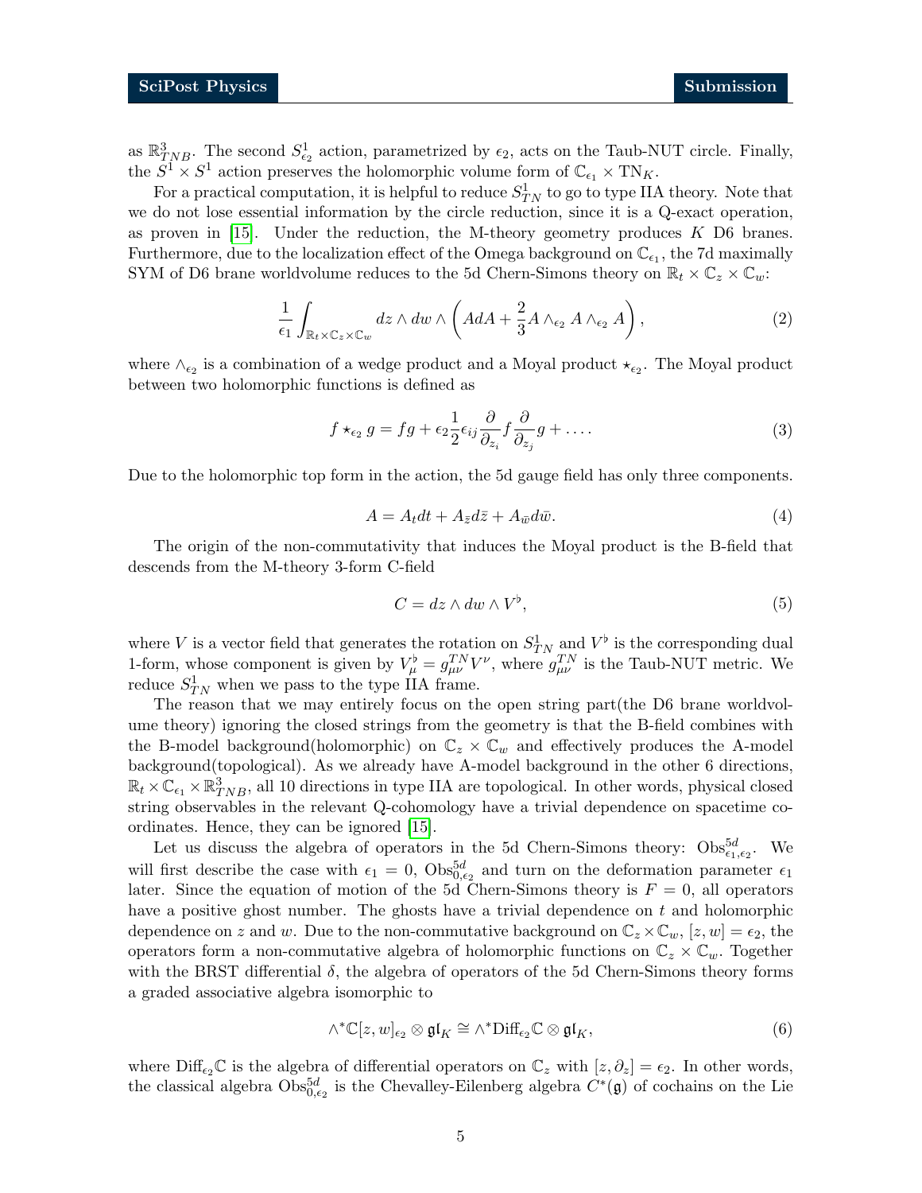as $\mathbb{R}^3_{TNB}$. The second $S^1_{\epsilon_2}$ action, parametrized by $\epsilon_2$, acts on the Taub-NUT circle. Finally, the $S^1 \times S^1$ action preserves the holomorphic volume form of $\mathbb{C}_{\epsilon_1} \times \text{TN}_K$.

For a practical computation, it is helpful to reduce $S^1_{TN}$ to go to type IIA theory. Note that we do not lose essential information by the circle reduction, since it is a Q-exact operation, as proven in [15]. Under the reduction, the M-theory geometry produces $K$ D6 branes. Furthermore, due to the localization effect of the Omega background on $\mathbb{C}_{\epsilon_1}$, the 7d maximally SYM of D6 brane worldvolume reduces to the 5d Chern-Simons theory on $\mathbb{R}_t \times \mathbb{C}_z \times \mathbb{C}_w$:

$$\frac{1}{\epsilon_1}\int_{\mathbb{R}_t \times \mathbb{C}_z \times \mathbb{C}_w} dz \wedge dw \wedge \left( AdA + \frac{2}{3} A \wedge_{\epsilon_2} A \wedge_{\epsilon_2} A \right), \tag{2}$$

where $\wedge_{\epsilon_2}$ is a combination of a wedge product and a Moyal product $\star_{\epsilon_2}$. The Moyal product between two holomorphic functions is defined as

$$f \star_{\epsilon_2} g = fg + \epsilon_2 \frac{1}{2} \epsilon_{ij} \frac{\partial}{\partial_{z_i}} f \frac{\partial}{\partial_{z_j}} g + \dots. \tag{3}$$

Due to the holomorphic top form in the action, the 5d gauge field has only three components.

$$A = A_t dt + A_{\bar{z}} d\bar{z} + A_{\bar{w}} d\bar{w}. \tag{4}$$

The origin of the non-commutativity that induces the Moyal product is the B-field that descends from the M-theory 3-form C-field

$$C = dz \wedge dw \wedge V^\flat, \tag{5}$$

where $V$ is a vector field that generates the rotation on $S^1_{TN}$ and $V^\flat$ is the corresponding dual 1-form, whose component is given by $V^\flat_\mu = g^{TN}_{\mu\nu} V^\nu$, where $g^{TN}_{\mu\nu}$ is the Taub-NUT metric. We reduce $S^1_{TN}$ when we pass to the type IIA frame.

The reason that we may entirely focus on the open string part(the D6 brane worldvolume theory) ignoring the closed strings from the geometry is that the B-field combines with the B-model background(holomorphic) on $\mathbb{C}_z \times \mathbb{C}_w$ and effectively produces the A-model background(topological). As we already have A-model background in the other 6 directions, $\mathbb{R}_t \times \mathbb{C}_{\epsilon_1} \times \mathbb{R}^3_{TNB}$, all 10 directions in type IIA are topological. In other words, physical closed string observables in the relevant Q-cohomology have a trivial dependence on spacetime coordinates. Hence, they can be ignored [15].

Let us discuss the algebra of operators in the 5d Chern-Simons theory: $\text{Obs}^{5d}_{\epsilon_1,\epsilon_2}$. We will first describe the case with $\epsilon_1 = 0$, $\text{Obs}^{5d}_{0,\epsilon_2}$ and turn on the deformation parameter $\epsilon_1$ later. Since the equation of motion of the 5d Chern-Simons theory is $F = 0$, all operators have a positive ghost number. The ghosts have a trivial dependence on $t$ and holomorphic dependence on $z$ and $w$. Due to the non-commutative background on $\mathbb{C}_z \times \mathbb{C}_w$, $[z, w] = \epsilon_2$, the operators form a non-commutative algebra of holomorphic functions on $\mathbb{C}_z \times \mathbb{C}_w$. Together with the BRST differential $\delta$, the algebra of operators of the 5d Chern-Simons theory forms a graded associative algebra isomorphic to

$$\wedge^* \mathbb{C}[z, w]_{\epsilon_2} \otimes \mathfrak{gl}_K \cong \wedge^* \text{Diff}_{\epsilon_2}\mathbb{C} \otimes \mathfrak{gl}_K, \tag{6}$$

where $\text{Diff}_{\epsilon_2}\mathbb{C}$ is the algebra of differential operators on $\mathbb{C}_z$ with $[z, \partial_z] = \epsilon_2$. In other words, the classical algebra $\text{Obs}^{5d}_{0,\epsilon_2}$ is the Chevalley-Eilenberg algebra $C^*(\mathfrak{g})$ of cochains on the Lie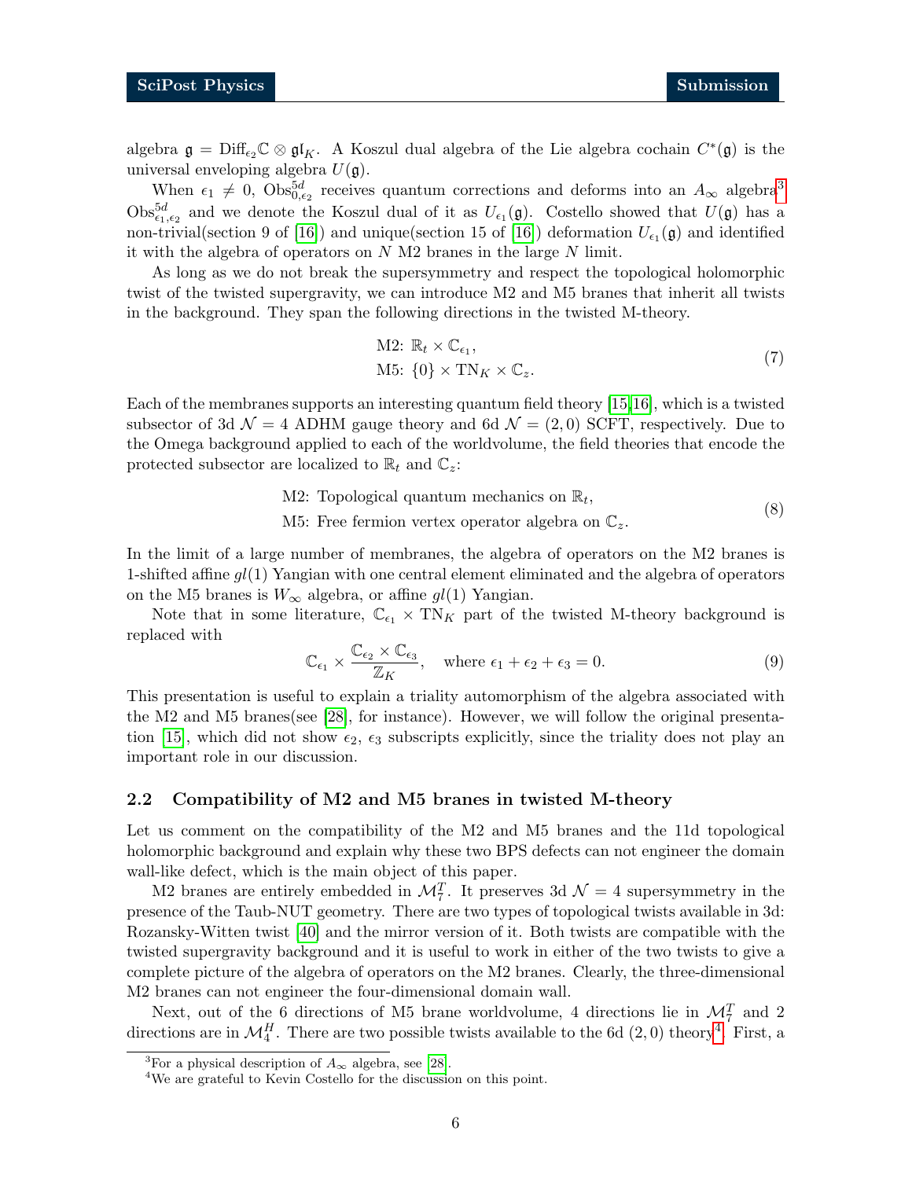algebra $\mathfrak{g} = \text{Diff}_{\epsilon_2}\mathbb{C} \otimes \mathfrak{gl}_K$. A Koszul dual algebra of the Lie algebra cochain $C^*(\mathfrak{g})$ is the universal enveloping algebra $U(\mathfrak{g})$.

When $\epsilon_1 \neq 0$, $\text{Obs}^{5d}_{0,\epsilon_2}$ receives quantum corrections and deforms into an $A_\infty$ algebra[3] $\text{Obs}^{5d}_{\epsilon_1,\epsilon_2}$ and we denote the Koszul dual of it as $U_{\epsilon_1}(\mathfrak{g})$. Costello showed that $U(\mathfrak{g})$ has a non-trivial(section 9 of [16]) and unique(section 15 of [16]) deformation $U_{\epsilon_1}(\mathfrak{g})$ and identified it with the algebra of operators on $N$ M2 branes in the large $N$ limit.

As long as we do not break the supersymmetry and respect the topological holomorphic twist of the twisted supergravity, we can introduce M2 and M5 branes that inherit all twists in the background. They span the following directions in the twisted M-theory.

$$
\begin{aligned}
&\text{M2: } \mathbb{R}_t \times \mathbb{C}_{\epsilon_1}, \\
&\text{M5: } \{0\} \times \text{TN}_K \times \mathbb{C}_z.
\end{aligned} \tag{7}
$$

Each of the membranes supports an interesting quantum field theory [15,16], which is a twisted subsector of 3d $\mathcal{N}=4$ ADHM gauge theory and 6d $\mathcal{N}=(2,0)$ SCFT, respectively. Due to the Omega background applied to each of the worldvolume, the field theories that encode the protected subsector are localized to $\mathbb{R}_t$ and $\mathbb{C}_z$:

$$
\begin{aligned}
&\text{M2: Topological quantum mechanics on } \mathbb{R}_t, \\
&\text{M5: Free fermion vertex operator algebra on } \mathbb{C}_z.
\end{aligned} \tag{8}
$$

In the limit of a large number of membranes, the algebra of operators on the M2 branes is 1-shifted affine $gl(1)$ Yangian with one central element eliminated and the algebra of operators on the M5 branes is $W_\infty$ algebra, or affine $gl(1)$ Yangian.

Note that in some literature, $\mathbb{C}_{\epsilon_1} \times \text{TN}_K$ part of the twisted M-theory background is replaced with

$$
\mathbb{C}_{\epsilon_1} \times \frac{\mathbb{C}_{\epsilon_2} \times \mathbb{C}_{\epsilon_3}}{\mathbb{Z}_K}, \quad \text{where } \epsilon_1 + \epsilon_2 + \epsilon_3 = 0. \tag{9}
$$

This presentation is useful to explain a triality automorphism of the algebra associated with the M2 and M5 branes(see [28], for instance). However, we will follow the original presentation [15], which did not show $\epsilon_2$, $\epsilon_3$ subscripts explicitly, since the triality does not play an important role in our discussion.

## 2.2 Compatibility of M2 and M5 branes in twisted M-theory

Let us comment on the compatibility of the M2 and M5 branes and the 11d topological holomorphic background and explain why these two BPS defects can not engineer the domain wall-like defect, which is the main object of this paper.

M2 branes are entirely embedded in $\mathcal{M}_7^T$. It preserves 3d $\mathcal{N}=4$ supersymmetry in the presence of the Taub-NUT geometry. There are two types of topological twists available in 3d: Rozansky-Witten twist [40] and the mirror version of it. Both twists are compatible with the twisted supergravity background and it is useful to work in either of the two twists to give a complete picture of the algebra of operators on the M2 branes. Clearly, the three-dimensional M2 branes can not engineer the four-dimensional domain wall.

Next, out of the 6 directions of M5 brane worldvolume, 4 directions lie in $\mathcal{M}_7^T$ and 2 directions are in $\mathcal{M}_4^H$. There are two possible twists available to the 6d $(2,0)$ theory[4]. First, a

[3] For a physical description of $A_\infty$ algebra, see [28].

[4] We are grateful to Kevin Costello for the discussion on this point.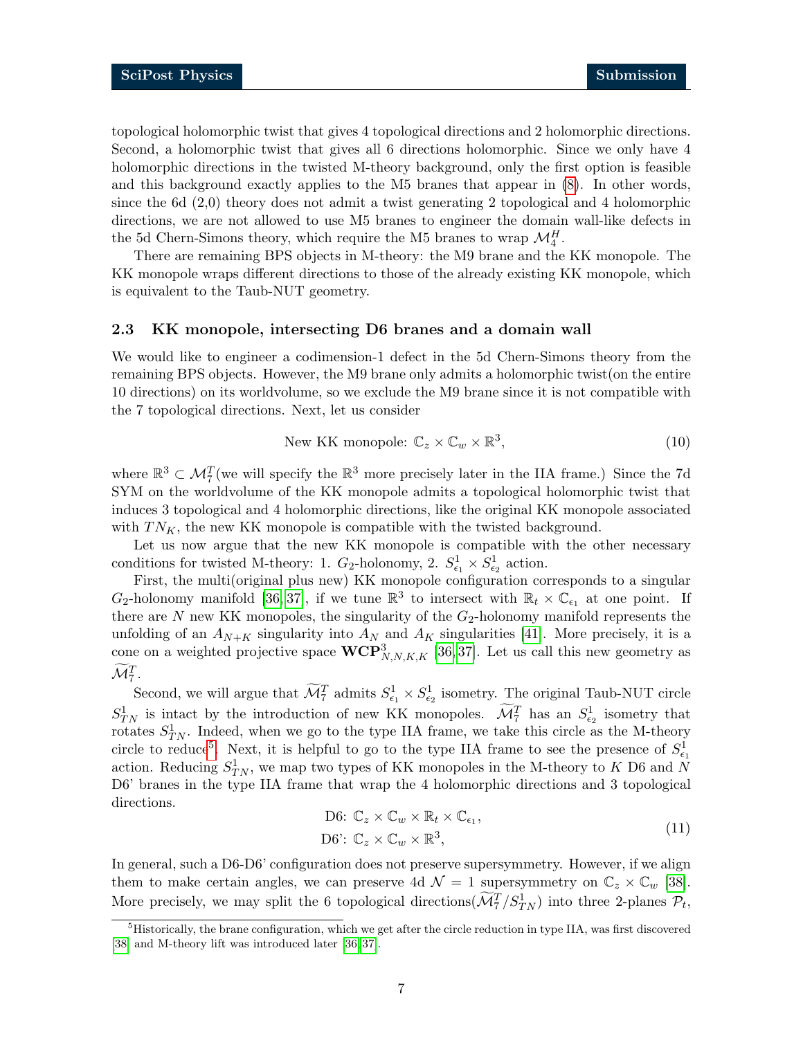topological holomorphic twist that gives 4 topological directions and 2 holomorphic directions. Second, a holomorphic twist that gives all 6 directions holomorphic. Since we only have 4 holomorphic directions in the twisted M-theory background, only the first option is feasible and this background exactly applies to the M5 branes that appear in (8). In other words, since the 6d (2,0) theory does not admit a twist generating 2 topological and 4 holomorphic directions, we are not allowed to use M5 branes to engineer the domain wall-like defects in the 5d Chern-Simons theory, which require the M5 branes to wrap $\mathcal{M}_4^H$.

There are remaining BPS objects in M-theory: the M9 brane and the KK monopole. The KK monopole wraps different directions to those of the already existing KK monopole, which is equivalent to the Taub-NUT geometry.

### 2.3 KK monopole, intersecting D6 branes and a domain wall

We would like to engineer a codimension-1 defect in the 5d Chern-Simons theory from the remaining BPS objects. However, the M9 brane only admits a holomorphic twist(on the entire 10 directions) on its worldvolume, so we exclude the M9 brane since it is not compatible with the 7 topological directions. Next, let us consider

$$\text{New KK monopole: } \mathbb{C}_z \times \mathbb{C}_w \times \mathbb{R}^3, \tag{10}$$

where $\mathbb{R}^3 \subset \mathcal{M}_7^T$(we will specify the $\mathbb{R}^3$ more precisely later in the IIA frame.) Since the 7d SYM on the worldvolume of the KK monopole admits a topological holomorphic twist that induces 3 topological and 4 holomorphic directions, like the original KK monopole associated with $TN_K$, the new KK monopole is compatible with the twisted background.

Let us now argue that the new KK monopole is compatible with the other necessary conditions for twisted M-theory: 1. $G_2$-holonomy, 2. $S^1_{\epsilon_1} \times S^1_{\epsilon_2}$ action.

First, the multi(original plus new) KK monopole configuration corresponds to a singular $G_2$-holonomy manifold [36,37], if we tune $\mathbb{R}^3$ to intersect with $\mathbb{R}_t \times \mathbb{C}_{\epsilon_1}$ at one point. If there are $N$ new KK monopoles, the singularity of the $G_2$-holonomy manifold represents the unfolding of an $A_{N+K}$ singularity into $A_N$ and $A_K$ singularities [41]. More precisely, it is a cone on a weighted projective space $\mathbf{WCP}^3_{N,N,K,K}$ [36,37]. Let us call this new geometry as $\widetilde{\mathcal{M}}_7^T$.

Second, we will argue that $\widetilde{\mathcal{M}}_7^T$ admits $S^1_{\epsilon_1} \times S^1_{\epsilon_2}$ isometry. The original Taub-NUT circle $S^1_{TN}$ is intact by the introduction of new KK monopoles. $\widetilde{\mathcal{M}}_7^T$ has an $S^1_{\epsilon_2}$ isometry that rotates $S^1_{TN}$. Indeed, when we go to the type IIA frame, we take this circle as the M-theory circle to reduce[5]. Next, it is helpful to go to the type IIA frame to see the presence of $S^1_{\epsilon_1}$ action. Reducing $S^1_{TN}$, we map two types of KK monopoles in the M-theory to $K$ D6 and $N$ D6' branes in the type IIA frame that wrap the 4 holomorphic directions and 3 topological directions.

$$\begin{aligned} \text{D6: } & \mathbb{C}_z \times \mathbb{C}_w \times \mathbb{R}_t \times \mathbb{C}_{\epsilon_1}, \\ \text{D6': } & \mathbb{C}_z \times \mathbb{C}_w \times \mathbb{R}^3, \end{aligned} \tag{11}$$

In general, such a D6-D6' configuration does not preserve supersymmetry. However, if we align them to make certain angles, we can preserve 4d $\mathcal{N}=1$ supersymmetry on $\mathbb{C}_z \times \mathbb{C}_w$ [38]. More precisely, we may split the 6 topological directions($\widetilde{\mathcal{M}}_7^T / S^1_{TN}$) into three 2-planes $\mathcal{P}_t$,

[5] Historically, the brane configuration, which we get after the circle reduction in type IIA, was first discovered [38] and M-theory lift was introduced later [36,37].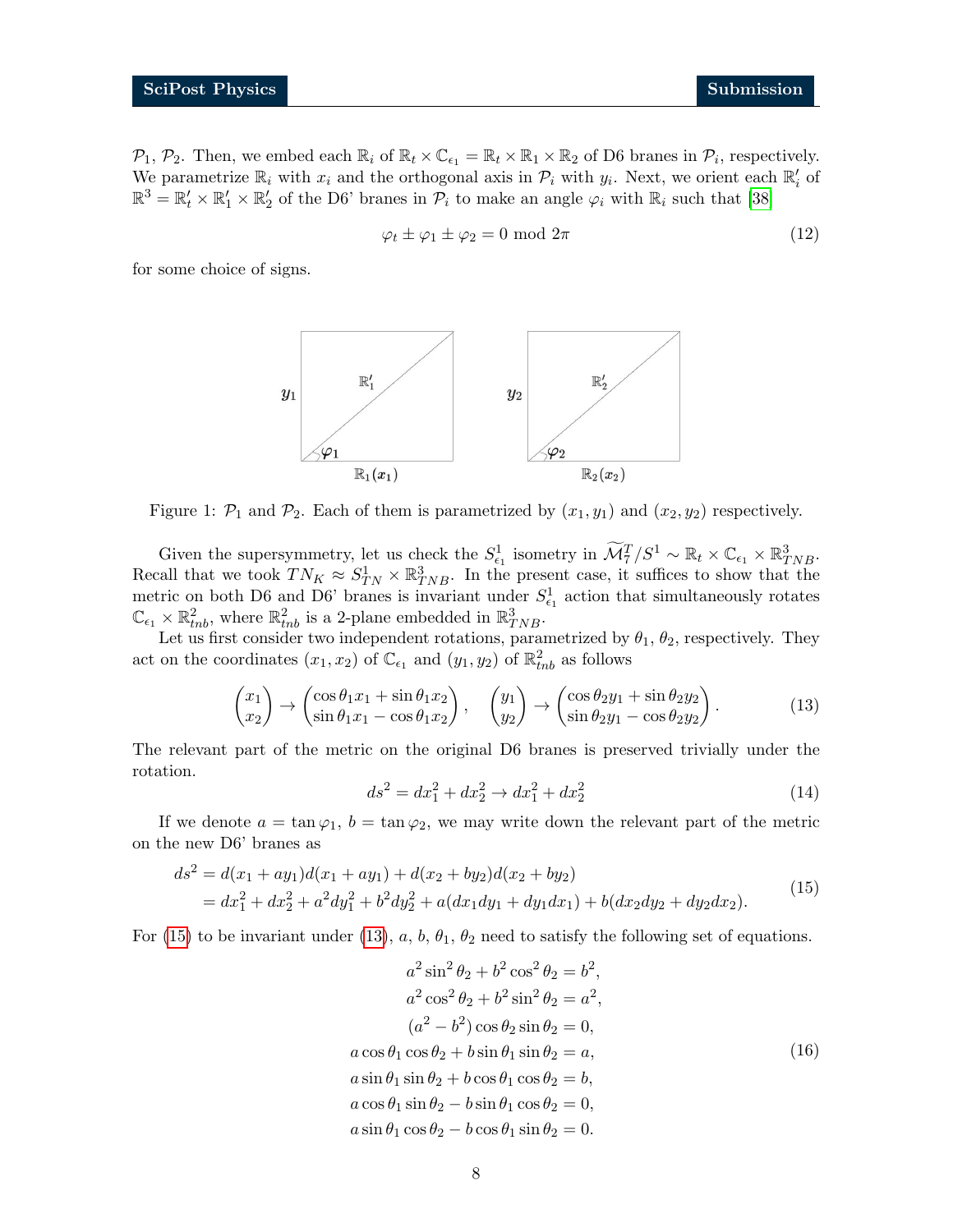$\mathcal{P}_1$, $\mathcal{P}_2$. Then, we embed each $\mathbb{R}_i$ of $\mathbb{R}_t \times \mathbb{C}_{\epsilon_1} = \mathbb{R}_t \times \mathbb{R}_1 \times \mathbb{R}_2$ of D6 branes in $\mathcal{P}_i$, respectively. We parametrize $\mathbb{R}_i$ with $x_i$ and the orthogonal axis in $\mathcal{P}_i$ with $y_i$. Next, we orient each $\mathbb{R}'_i$ of $\mathbb{R}^3 = \mathbb{R}'_t \times \mathbb{R}'_1 \times \mathbb{R}'_2$ of the D6' branes in $\mathcal{P}_i$ to make an angle $\varphi_i$ with $\mathbb{R}_i$ such that [38]

$$\varphi_t \pm \varphi_1 \pm \varphi_2 = 0 \text{ mod } 2\pi \tag{12}$$

for some choice of signs.

Figure 1: $\mathcal{P}_1$ and $\mathcal{P}_2$. Each of them is parametrized by $(x_1, y_1)$ and $(x_2, y_2)$ respectively.

Given the supersymmetry, let us check the $S^1_{\epsilon_1}$ isometry in $\widetilde{\mathcal{M}}^T_7/S^1 \sim \mathbb{R}_t \times \mathbb{C}_{\epsilon_1} \times \mathbb{R}^3_{TNB}$. Recall that we took $TN_K \approx S^1_{TN} \times \mathbb{R}^3_{TNB}$. In the present case, it suffices to show that the metric on both D6 and D6' branes is invariant under $S^1_{\epsilon_1}$ action that simultaneously rotates $\mathbb{C}_{\epsilon_1} \times \mathbb{R}^2_{tnb}$, where $\mathbb{R}^2_{tnb}$ is a 2-plane embedded in $\mathbb{R}^3_{TNB}$.

Let us first consider two independent rotations, parametrized by $\theta_1$, $\theta_2$, respectively. They act on the coordinates $(x_1, x_2)$ of $\mathbb{C}_{\epsilon_1}$ and $(y_1, y_2)$ of $\mathbb{R}^2_{tnb}$ as follows

$$\begin{pmatrix} x_1 \\ x_2 \end{pmatrix} \to \begin{pmatrix} \cos\theta_1 x_1 + \sin\theta_1 x_2 \\ \sin\theta_1 x_1 - \cos\theta_1 x_2 \end{pmatrix}, \quad \begin{pmatrix} y_1 \\ y_2 \end{pmatrix} \to \begin{pmatrix} \cos\theta_2 y_1 + \sin\theta_2 y_2 \\ \sin\theta_2 y_1 - \cos\theta_2 y_2 \end{pmatrix}. \tag{13}$$

The relevant part of the metric on the original D6 branes is preserved trivially under the rotation.

$$ds^2 = dx_1^2 + dx_2^2 \to dx_1^2 + dx_2^2 \tag{14}$$

If we denote $a = \tan\varphi_1$, $b = \tan\varphi_2$, we may write down the relevant part of the metric on the new D6' branes as

$$\begin{aligned} ds^2 &= d(x_1 + ay_1)d(x_1 + ay_1) + d(x_2 + by_2)d(x_2 + by_2) \\ &= dx_1^2 + dx_2^2 + a^2 dy_1^2 + b^2 dy_2^2 + a(dx_1 dy_1 + dy_1 dx_1) + b(dx_2 dy_2 + dy_2 dx_2). \end{aligned} \tag{15}$$

For (15) to be invariant under (13), $a$, $b$, $\theta_1$, $\theta_2$ need to satisfy the following set of equations.

$$\begin{aligned} a^2 \sin^2\theta_2 + b^2 \cos^2\theta_2 &= b^2, \\ a^2 \cos^2\theta_2 + b^2 \sin^2\theta_2 &= a^2, \\ (a^2 - b^2)\cos\theta_2 \sin\theta_2 &= 0, \\ a\cos\theta_1 \cos\theta_2 + b\sin\theta_1 \sin\theta_2 &= a, \\ a\sin\theta_1 \sin\theta_2 + b\cos\theta_1 \cos\theta_2 &= b, \\ a\cos\theta_1 \sin\theta_2 - b\sin\theta_1 \cos\theta_2 &= 0, \\ a\sin\theta_1 \cos\theta_2 - b\cos\theta_1 \sin\theta_2 &= 0. \end{aligned} \tag{16}$$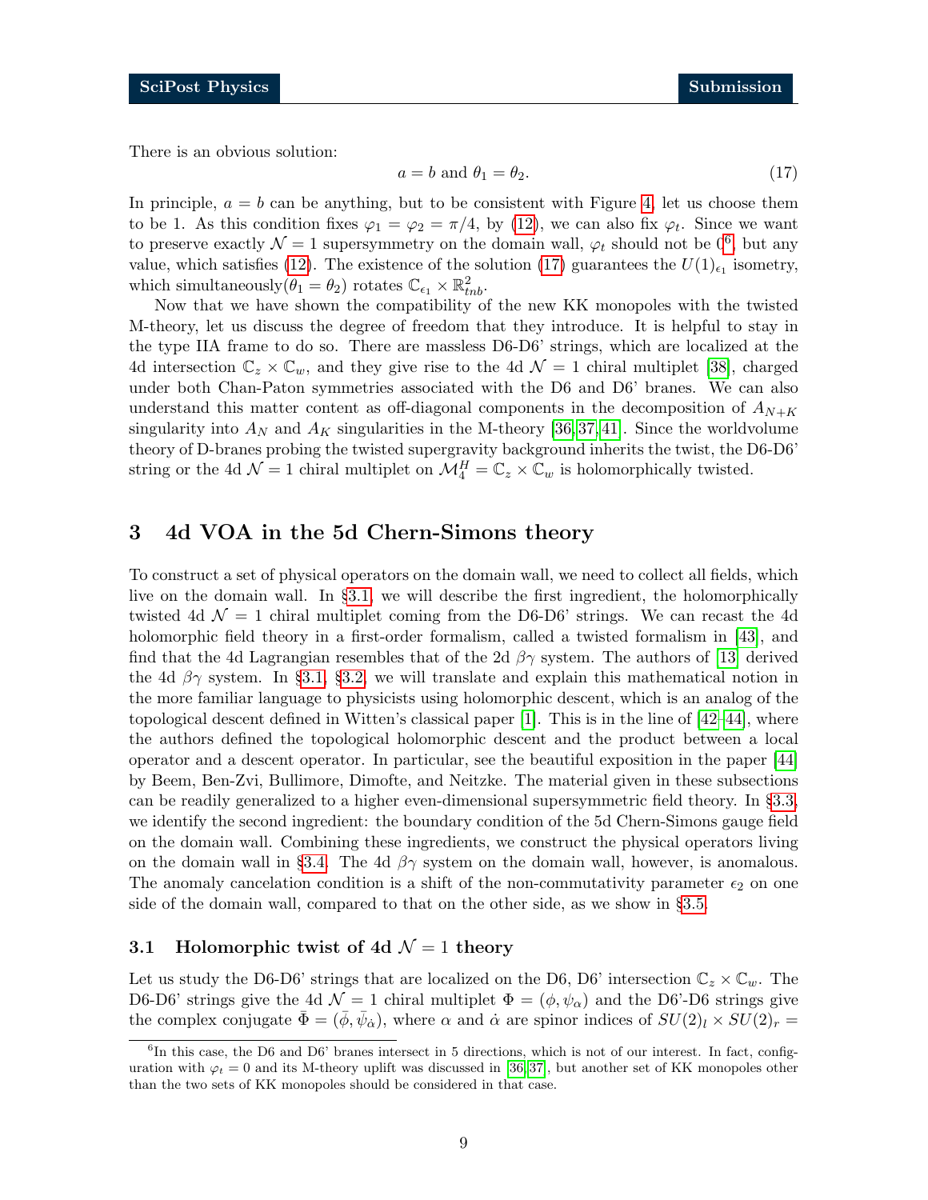There is an obvious solution:

$$a = b \text{ and } \theta_1 = \theta_2. \tag{17}$$

In principle, $a = b$ can be anything, but to be consistent with Figure 4, let us choose them to be 1. As this condition fixes $\varphi_1 = \varphi_2 = \pi/4$, by (12), we can also fix $\varphi_t$. Since we want to preserve exactly $\mathcal{N} = 1$ supersymmetry on the domain wall, $\varphi_t$ should not be 0[6], but any value, which satisfies (12). The existence of the solution (17) guarantees the $U(1)_{\epsilon_1}$ isometry, which simultaneously($\theta_1 = \theta_2$) rotates $\mathbb{C}_{\epsilon_1} \times \mathbb{R}^2_{tnb}$.

Now that we have shown the compatibility of the new KK monopoles with the twisted M-theory, let us discuss the degree of freedom that they introduce. It is helpful to stay in the type IIA frame to do so. There are massless D6-D6' strings, which are localized at the 4d intersection $\mathbb{C}_z \times \mathbb{C}_w$, and they give rise to the 4d $\mathcal{N} = 1$ chiral multiplet [38], charged under both Chan-Paton symmetries associated with the D6 and D6' branes. We can also understand this matter content as off-diagonal components in the decomposition of $A_{N+K}$ singularity into $A_N$ and $A_K$ singularities in the M-theory [36,37,41]. Since the worldvolume theory of D-branes probing the twisted supergravity background inherits the twist, the D6-D6' string or the 4d $\mathcal{N} = 1$ chiral multiplet on $\mathcal{M}_4^H = \mathbb{C}_z \times \mathbb{C}_w$ is holomorphically twisted.

## 3 4d VOA in the 5d Chern-Simons theory

To construct a set of physical operators on the domain wall, we need to collect all fields, which live on the domain wall. In §3.1, we will describe the first ingredient, the holomorphically twisted 4d $\mathcal{N} = 1$ chiral multiplet coming from the D6-D6' strings. We can recast the 4d holomorphic field theory in a first-order formalism, called a twisted formalism in [43], and find that the 4d Lagrangian resembles that of the 2d $\beta\gamma$ system. The authors of [13] derived the 4d $\beta\gamma$ system. In §3.1, §3.2, we will translate and explain this mathematical notion in the more familiar language to physicists using holomorphic descent, which is an analog of the topological descent defined in Witten's classical paper [1]. This is in the line of [42–44], where the authors defined the topological holomorphic descent and the product between a local operator and a descent operator. In particular, see the beautiful exposition in the paper [44] by Beem, Ben-Zvi, Bullimore, Dimofte, and Neitzke. The material given in these subsections can be readily generalized to a higher even-dimensional supersymmetric field theory. In §3.3, we identify the second ingredient: the boundary condition of the 5d Chern-Simons gauge field on the domain wall. Combining these ingredients, we construct the physical operators living on the domain wall in §3.4. The 4d $\beta\gamma$ system on the domain wall, however, is anomalous. The anomaly cancelation condition is a shift of the non-commutativity parameter $\epsilon_2$ on one side of the domain wall, compared to that on the other side, as we show in §3.5.

### 3.1 Holomorphic twist of 4d $\mathcal{N} = 1$ theory

Let us study the D6-D6' strings that are localized on the D6, D6' intersection $\mathbb{C}_z \times \mathbb{C}_w$. The D6-D6' strings give the 4d $\mathcal{N} = 1$ chiral multiplet $\Phi = (\phi, \psi_\alpha)$ and the D6'-D6 strings give the complex conjugate $\bar{\Phi} = (\bar{\phi}, \bar{\psi}_{\dot{\alpha}})$, where $\alpha$ and $\dot{\alpha}$ are spinor indices of $SU(2)_l \times SU(2)_r =$

---

[6] In this case, the D6 and D6' branes intersect in 5 directions, which is not of our interest. In fact, configuration with $\varphi_t = 0$ and its M-theory uplift was discussed in [36,37], but another set of KK monopoles other than the two sets of KK monopoles should be considered in that case.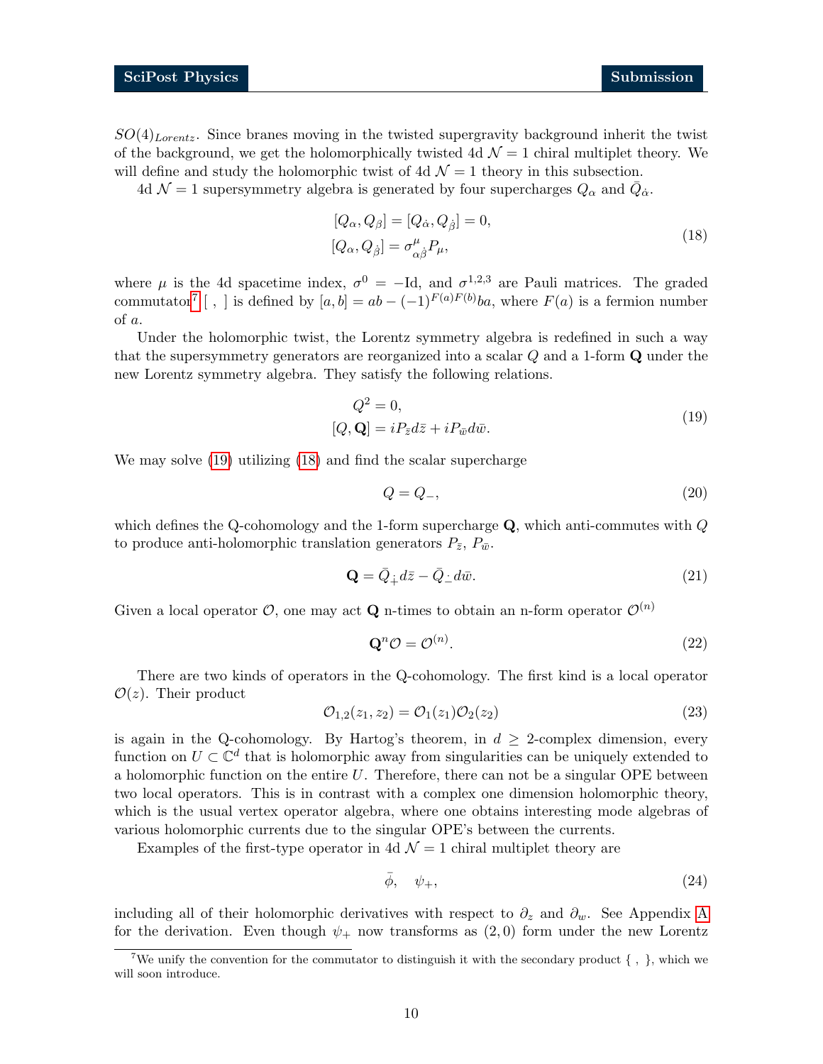$SO(4)_{Lorentz}$. Since branes moving in the twisted supergravity background inherit the twist of the background, we get the holomorphically twisted 4d $\mathcal{N}=1$ chiral multiplet theory. We will define and study the holomorphic twist of 4d $\mathcal{N}=1$ theory in this subsection.

4d $\mathcal{N}=1$ supersymmetry algebra is generated by four supercharges $Q_\alpha$ and $\bar{Q}_{\dot{\alpha}}$.

$$
\begin{aligned}
&[Q_\alpha, Q_\beta] = [Q_{\dot{\alpha}}, Q_{\dot{\beta}}] = 0, \\
&[Q_\alpha, Q_{\dot{\beta}}] = \sigma^\mu_{\alpha\dot{\beta}} P_\mu,
\end{aligned}
\tag{18}
$$

where $\mu$ is the 4d spacetime index, $\sigma^0 = -\mathrm{Id}$, and $\sigma^{1,2,3}$ are Pauli matrices. The graded commutator[7] $[\ ,\ ]$ is defined by $[a,b] = ab - (-1)^{F(a)F(b)} ba$, where $F(a)$ is a fermion number of $a$.

Under the holomorphic twist, the Lorentz symmetry algebra is redefined in such a way that the supersymmetry generators are reorganized into a scalar $Q$ and a 1-form $\mathbf{Q}$ under the new Lorentz symmetry algebra. They satisfy the following relations.

$$
\begin{aligned}
&Q^2 = 0, \\
&[Q, \mathbf{Q}] = iP_{\bar{z}} d\bar{z} + iP_{\bar{w}} d\bar{w}.
\end{aligned}
\tag{19}
$$

We may solve (19) utilizing (18) and find the scalar supercharge

$$
Q = Q_-, \tag{20}
$$

which defines the Q-cohomology and the 1-form supercharge $\mathbf{Q}$, which anti-commutes with $Q$ to produce anti-holomorphic translation generators $P_{\bar{z}}$, $P_{\bar{w}}$.

$$
\mathbf{Q} = \bar{Q}_{\dot{+}} d\bar{z} - \bar{Q}_{\dot{-}} d\bar{w}. \tag{21}
$$

Given a local operator $\mathcal{O}$, one may act $\mathbf{Q}$ n-times to obtain an n-form operator $\mathcal{O}^{(n)}$

$$
\mathbf{Q}^n \mathcal{O} = \mathcal{O}^{(n)}. \tag{22}
$$

There are two kinds of operators in the Q-cohomology. The first kind is a local operator $\mathcal{O}(z)$. Their product

$$
\mathcal{O}_{1,2}(z_1, z_2) = \mathcal{O}_1(z_1)\mathcal{O}_2(z_2) \tag{23}
$$

is again in the Q-cohomology. By Hartog's theorem, in $d \geq 2$-complex dimension, every function on $U \subset \mathbb{C}^d$ that is holomorphic away from singularities can be uniquely extended to a holomorphic function on the entire $U$. Therefore, there can not be a singular OPE between two local operators. This is in contrast with a complex one dimension holomorphic theory, which is the usual vertex operator algebra, where one obtains interesting mode algebras of various holomorphic currents due to the singular OPE's between the currents.

Examples of the first-type operator in 4d $\mathcal{N}=1$ chiral multiplet theory are

$$
\bar{\phi}, \quad \psi_+, \tag{24}
$$

including all of their holomorphic derivatives with respect to $\partial_z$ and $\partial_w$. See Appendix A for the derivation. Even though $\psi_+$ now transforms as $(2,0)$ form under the new Lorentz

[7] We unify the convention for the commutator to distinguish it with the secondary product $\{\ ,\ \}$, which we will soon introduce.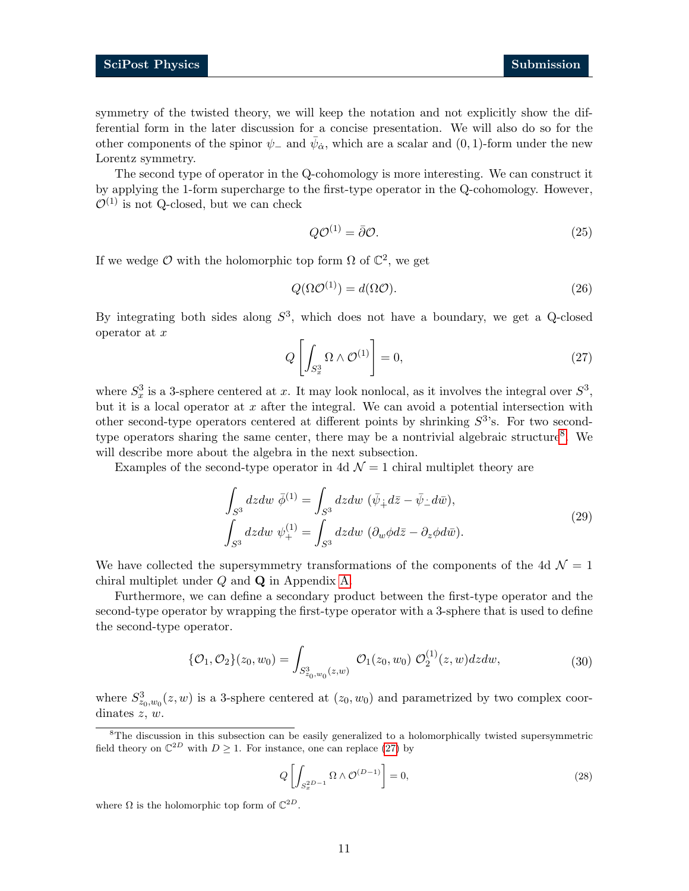symmetry of the twisted theory, we will keep the notation and not explicitly show the differential form in the later discussion for a concise presentation. We will also do so for the other components of the spinor $\psi_-$ and $\bar{\psi}_{\dot{\alpha}}$, which are a scalar and $(0,1)$-form under the new Lorentz symmetry.

The second type of operator in the Q-cohomology is more interesting. We can construct it by applying the 1-form supercharge to the first-type operator in the Q-cohomology. However, $\mathcal{O}^{(1)}$ is not Q-closed, but we can check

$$Q\mathcal{O}^{(1)} = \bar{\partial}\mathcal{O}. \tag{25}$$

If we wedge $\mathcal{O}$ with the holomorphic top form $\Omega$ of $\mathbb{C}^2$, we get

$$Q(\Omega\mathcal{O}^{(1)}) = d(\Omega\mathcal{O}). \tag{26}$$

By integrating both sides along $S^3$, which does not have a boundary, we get a Q-closed operator at $x$

$$Q\left[\int_{S^3_x} \Omega \wedge \mathcal{O}^{(1)}\right] = 0, \tag{27}$$

where $S^3_x$ is a 3-sphere centered at $x$. It may look nonlocal, as it involves the integral over $S^3$, but it is a local operator at $x$ after the integral. We can avoid a potential intersection with other second-type operators centered at different points by shrinking $S^3$'s. For two second-type operators sharing the same center, there may be a nontrivial algebraic structure[8]. We will describe more about the algebra in the next subsection.

Examples of the second-type operator in 4d $\mathcal{N}=1$ chiral multiplet theory are

$$\begin{aligned}
\int_{S^3} dzdw\ \bar{\phi}^{(1)} &= \int_{S^3} dzdw\ (\bar{\psi}_{\dot{+}} d\bar{z} - \bar{\psi}_{\dot{-}} d\bar{w}), \\
\int_{S^3} dzdw\ \psi_+^{(1)} &= \int_{S^3} dzdw\ (\partial_w \phi d\bar{z} - \partial_z \phi d\bar{w}).
\end{aligned} \tag{29}$$

We have collected the supersymmetry transformations of the components of the 4d $\mathcal{N}=1$ chiral multiplet under $Q$ and $\mathbf{Q}$ in Appendix A.

Furthermore, we can define a secondary product between the first-type operator and the second-type operator by wrapping the first-type operator with a 3-sphere that is used to define the second-type operator.

$$\{\mathcal{O}_1, \mathcal{O}_2\}(z_0, w_0) = \int_{S^3_{z_0,w_0}(z,w)} \mathcal{O}_1(z_0, w_0)\ \mathcal{O}_2^{(1)}(z, w) dzdw, \tag{30}$$

where $S^3_{z_0,w_0}(z,w)$ is a 3-sphere centered at $(z_0, w_0)$ and parametrized by two complex coordinates $z$, $w$.

---

[8] The discussion in this subsection can be easily generalized to a holomorphically twisted supersymmetric field theory on $\mathbb{C}^{2D}$ with $D \geq 1$. For instance, one can replace (27) by

$$Q\left[\int_{S^{2D-1}_x} \Omega \wedge \mathcal{O}^{(D-1)}\right] = 0, \tag{28}$$

where $\Omega$ is the holomorphic top form of $\mathbb{C}^{2D}$.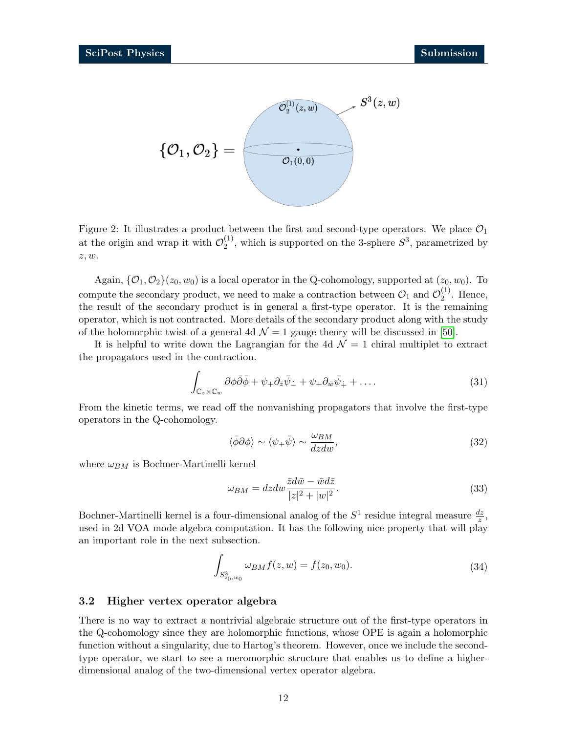Figure 2: It illustrates a product between the first and second-type operators. We place $\mathcal{O}_1$ at the origin and wrap it with $\mathcal{O}_2^{(1)}$, which is supported on the 3-sphere $S^3$, parametrized by $z, w$.

Again, $\{\mathcal{O}_1, \mathcal{O}_2\}(z_0, w_0)$ is a local operator in the Q-cohomology, supported at $(z_0, w_0)$. To compute the secondary product, we need to make a contraction between $\mathcal{O}_1$ and $\mathcal{O}_2^{(1)}$. Hence, the result of the secondary product is in general a first-type operator. It is the remaining operator, which is not contracted. More details of the secondary product along with the study of the holomorphic twist of a general 4d $\mathcal{N} = 1$ gauge theory will be discussed in [50].

It is helpful to write down the Lagrangian for the 4d $\mathcal{N} = 1$ chiral multiplet to extract the propagators used in the contraction.

$$\int_{\mathbb{C}_z \times \mathbb{C}_w} \partial\phi\bar{\partial}\bar{\phi} + \psi_+ \partial_{\bar{z}} \bar{\psi}_{\dot{-}} + \psi_+ \partial_{\bar{w}} \bar{\psi}_{\dot{+}} + \dots . \tag{31}$$

From the kinetic terms, we read off the nonvanishing propagators that involve the first-type operators in the Q-cohomology.

$$\langle \bar{\phi}\partial\phi \rangle \sim \langle \psi_+ \bar{\psi} \rangle \sim \frac{\omega_{BM}}{dzdw}, \tag{32}$$

where $\omega_{BM}$ is Bochner-Martinelli kernel

$$\omega_{BM} = dzdw \frac{\bar{z}d\bar{w} - \bar{w}d\bar{z}}{|z|^2 + |w|^2}. \tag{33}$$

Bochner-Martinelli kernel is a four-dimensional analog of the $S^1$ residue integral measure $\frac{dz}{z}$, used in 2d VOA mode algebra computation. It has the following nice property that will play an important role in the next subsection.

$$\int_{S^3_{z_0,w_0}} \omega_{BM} f(z, w) = f(z_0, w_0). \tag{34}$$

### 3.2 Higher vertex operator algebra

There is no way to extract a nontrivial algebraic structure out of the first-type operators in the Q-cohomology since they are holomorphic functions, whose OPE is again a holomorphic function without a singularity, due to Hartog's theorem. However, once we include the second-type operator, we start to see a meromorphic structure that enables us to define a higher-dimensional analog of the two-dimensional vertex operator algebra.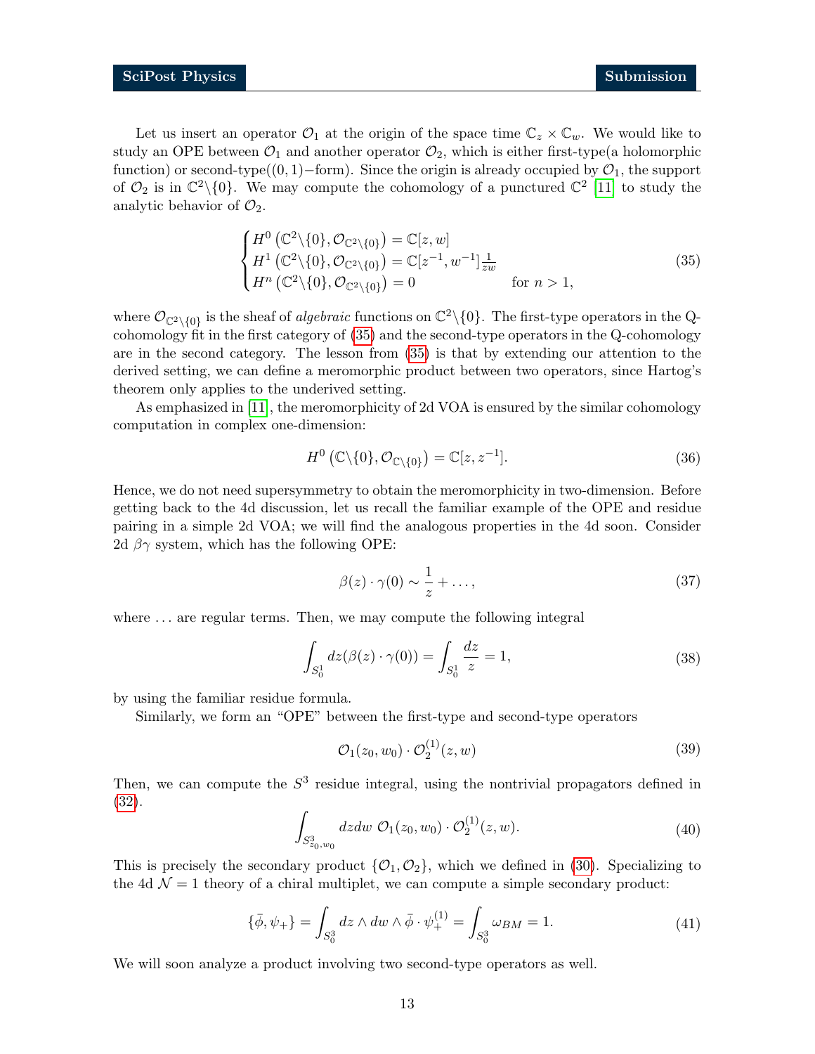Let us insert an operator $\mathcal{O}_1$ at the origin of the space time $\mathbb{C}_z \times \mathbb{C}_w$. We would like to study an OPE between $\mathcal{O}_1$ and another operator $\mathcal{O}_2$, which is either first-type(a holomorphic function) or second-type($(0,1)-$form). Since the origin is already occupied by $\mathcal{O}_1$, the support of $\mathcal{O}_2$ is in $\mathbb{C}^2\backslash\{0\}$. We may compute the cohomology of a punctured $\mathbb{C}^2$ [11] to study the analytic behavior of $\mathcal{O}_2$.

$$
\begin{cases}
H^0\left(\mathbb{C}^2\backslash\{0\}, \mathcal{O}_{\mathbb{C}^2\backslash\{0\}}\right) = \mathbb{C}[z,w] \\
H^1\left(\mathbb{C}^2\backslash\{0\}, \mathcal{O}_{\mathbb{C}^2\backslash\{0\}}\right) = \mathbb{C}[z^{-1},w^{-1}]\frac{1}{zw} \\
H^n\left(\mathbb{C}^2\backslash\{0\}, \mathcal{O}_{\mathbb{C}^2\backslash\{0\}}\right) = 0 \qquad\qquad \text{for } n>1,
\end{cases}
\tag{35}
$$

where $\mathcal{O}_{\mathbb{C}^2\backslash\{0\}}$ is the sheaf of *algebraic* functions on $\mathbb{C}^2\backslash\{0\}$. The first-type operators in the Q-cohomology fit in the first category of (35) and the second-type operators in the Q-cohomology are in the second category. The lesson from (35) is that by extending our attention to the derived setting, we can define a meromorphic product between two operators, since Hartog's theorem only applies to the underived setting.

As emphasized in [11], the meromorphicity of 2d VOA is ensured by the similar cohomology computation in complex one-dimension:

$$
H^0\left(\mathbb{C}\backslash\{0\}, \mathcal{O}_{\mathbb{C}\backslash\{0\}}\right) = \mathbb{C}[z, z^{-1}].
\tag{36}
$$

Hence, we do not need supersymmetry to obtain the meromorphicity in two-dimension. Before getting back to the 4d discussion, let us recall the familiar example of the OPE and residue pairing in a simple 2d VOA; we will find the analogous properties in the 4d soon. Consider 2d $\beta\gamma$ system, which has the following OPE:

$$
\beta(z)\cdot\gamma(0) \sim \frac{1}{z} + \ldots,
\tag{37}
$$

where $\ldots$ are regular terms. Then, we may compute the following integral

$$
\int_{S^1_0} dz(\beta(z)\cdot\gamma(0)) = \int_{S^1_0} \frac{dz}{z} = 1,
\tag{38}
$$

by using the familiar residue formula.

Similarly, we form an "OPE" between the first-type and second-type operators

$$
\mathcal{O}_1(z_0,w_0)\cdot\mathcal{O}_2^{(1)}(z,w)
\tag{39}
$$

Then, we can compute the $S^3$ residue integral, using the nontrivial propagators defined in (32).

$$
\int_{S^3_{z_0,w_0}} dzdw\ \mathcal{O}_1(z_0,w_0)\cdot\mathcal{O}_2^{(1)}(z,w).
\tag{40}
$$

This is precisely the secondary product $\{\mathcal{O}_1,\mathcal{O}_2\}$, which we defined in (30). Specializing to the 4d $\mathcal{N}=1$ theory of a chiral multiplet, we can compute a simple secondary product:

$$
\{\bar\phi,\psi_+\} = \int_{S^3_0} dz\wedge dw\wedge\bar\phi\cdot\psi_+^{(1)} = \int_{S^3_0}\omega_{BM} = 1.
\tag{41}
$$

We will soon analyze a product involving two second-type operators as well.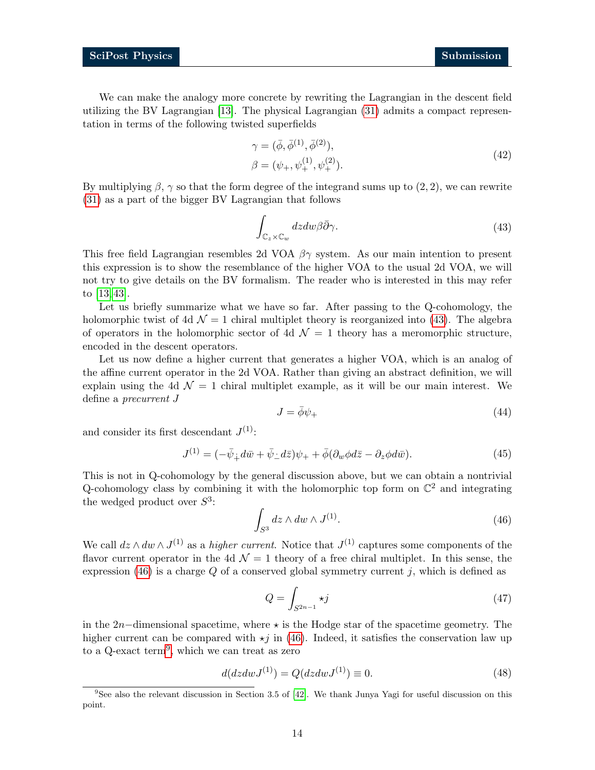We can make the analogy more concrete by rewriting the Lagrangian in the descent field utilizing the BV Lagrangian [13]. The physical Lagrangian (31) admits a compact representation in terms of the following twisted superfields

$$
\begin{aligned}
\gamma &= (\bar{\phi}, \bar{\phi}^{(1)}, \bar{\phi}^{(2)}), \\
\beta &= (\psi_+, \psi_+^{(1)}, \psi_+^{(2)}).
\end{aligned}
\tag{42}
$$

By multiplying $\beta$, $\gamma$ so that the form degree of the integrand sums up to $(2,2)$, we can rewrite (31) as a part of the bigger BV Lagrangian that follows

$$
\int_{\mathbb{C}_z \times \mathbb{C}_w} dz dw \beta \bar{\partial} \gamma. \tag{43}
$$

This free field Lagrangian resembles 2d VOA $\beta\gamma$ system. As our main intention to present this expression is to show the resemblance of the higher VOA to the usual 2d VOA, we will not try to give details on the BV formalism. The reader who is interested in this may refer to [13, 43].

Let us briefly summarize what we have so far. After passing to the Q-cohomology, the holomorphic twist of 4d $\mathcal{N}=1$ chiral multiplet theory is reorganized into (43). The algebra of operators in the holomorphic sector of 4d $\mathcal{N}=1$ theory has a meromorphic structure, encoded in the descent operators.

Let us now define a higher current that generates a higher VOA, which is an analog of the affine current operator in the 2d VOA. Rather than giving an abstract definition, we will explain using the 4d $\mathcal{N}=1$ chiral multiplet example, as it will be our main interest. We define a *precurrent* $J$

$$
J = \bar{\phi}\psi_+ \tag{44}
$$

and consider its first descendant $J^{(1)}$:

$$
J^{(1)} = (-\bar{\psi}_{\dot{+}} d\bar{w} + \bar{\psi}_{\dot{-}} d\bar{z})\psi_+ + \bar{\phi}(\partial_w \phi d\bar{z} - \partial_z \phi d\bar{w}). \tag{45}
$$

This is not in Q-cohomology by the general discussion above, but we can obtain a nontrivial Q-cohomology class by combining it with the holomorphic top form on $\mathbb{C}^2$ and integrating the wedged product over $S^3$:

$$
\int_{S^3} dz \wedge dw \wedge J^{(1)}. \tag{46}
$$

We call $dz \wedge dw \wedge J^{(1)}$ as a *higher current*. Notice that $J^{(1)}$ captures some components of the flavor current operator in the 4d $\mathcal{N}=1$ theory of a free chiral multiplet. In this sense, the expression (46) is a charge $Q$ of a conserved global symmetry current $j$, which is defined as

$$
Q = \int_{S^{2n-1}} \star j \tag{47}
$$

in the $2n-$dimensional spacetime, where $\star$ is the Hodge star of the spacetime geometry. The higher current can be compared with $\star j$ in (46). Indeed, it satisfies the conservation law up to a Q-exact term[9], which we can treat as zero

$$
d(dzdwJ^{(1)}) = Q(dzdwJ^{(1)}) \equiv 0. \tag{48}
$$

[9] See also the relevant discussion in Section 3.5 of [42]. We thank Junya Yagi for useful discussion on this point.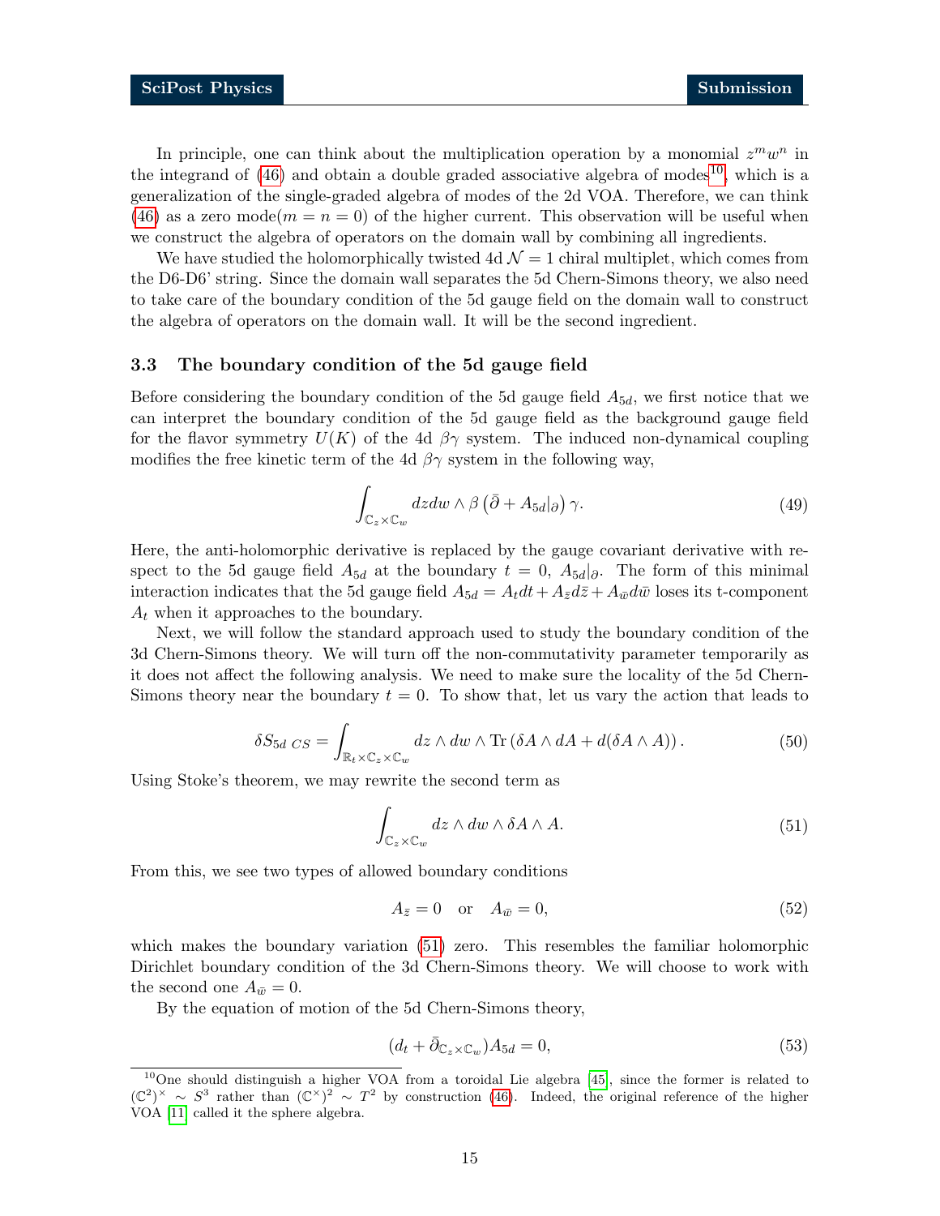In principle, one can think about the multiplication operation by a monomial $z^m w^n$ in the integrand of (46) and obtain a double graded associative algebra of modes[10], which is a generalization of the single-graded algebra of modes of the 2d VOA. Therefore, we can think (46) as a zero mode($m = n = 0$) of the higher current. This observation will be useful when we construct the algebra of operators on the domain wall by combining all ingredients.

We have studied the holomorphically twisted 4d $\mathcal{N} = 1$ chiral multiplet, which comes from the D6-D6' string. Since the domain wall separates the 5d Chern-Simons theory, we also need to take care of the boundary condition of the 5d gauge field on the domain wall to construct the algebra of operators on the domain wall. It will be the second ingredient.

### 3.3 The boundary condition of the 5d gauge field

Before considering the boundary condition of the 5d gauge field $A_{5d}$, we first notice that we can interpret the boundary condition of the 5d gauge field as the background gauge field for the flavor symmetry $U(K)$ of the 4d $\beta\gamma$ system. The induced non-dynamical coupling modifies the free kinetic term of the 4d $\beta\gamma$ system in the following way,

$$\int_{\mathbb{C}_z \times \mathbb{C}_w} dz dw \wedge \beta \left( \bar{\partial} + A_{5d}|_{\partial} \right) \gamma. \tag{49}$$

Here, the anti-holomorphic derivative is replaced by the gauge covariant derivative with respect to the 5d gauge field $A_{5d}$ at the boundary $t = 0$, $A_{5d}|_{\partial}$. The form of this minimal interaction indicates that the 5d gauge field $A_{5d} = A_t dt + A_{\bar{z}} d\bar{z} + A_{\bar{w}} d\bar{w}$ loses its t-component $A_t$ when it approaches to the boundary.

Next, we will follow the standard approach used to study the boundary condition of the 3d Chern-Simons theory. We will turn off the non-commutativity parameter temporarily as it does not affect the following analysis. We need to make sure the locality of the 5d Chern-Simons theory near the boundary $t = 0$. To show that, let us vary the action that leads to

$$\delta S_{5d\ CS} = \int_{\mathbb{R}_t \times \mathbb{C}_z \times \mathbb{C}_w} dz \wedge dw \wedge \mathrm{Tr} \left( \delta A \wedge dA + d(\delta A \wedge A) \right). \tag{50}$$

Using Stoke's theorem, we may rewrite the second term as

$$\int_{\mathbb{C}_z \times \mathbb{C}_w} dz \wedge dw \wedge \delta A \wedge A. \tag{51}$$

From this, we see two types of allowed boundary conditions

$$A_{\bar{z}} = 0 \quad \text{or} \quad A_{\bar{w}} = 0, \tag{52}$$

which makes the boundary variation (51) zero. This resembles the familiar holomorphic Dirichlet boundary condition of the 3d Chern-Simons theory. We will choose to work with the second one $A_{\bar{w}} = 0$.

By the equation of motion of the 5d Chern-Simons theory,

$$(d_t + \bar{\partial}_{\mathbb{C}_z \times \mathbb{C}_w}) A_{5d} = 0, \tag{53}$$

[10] One should distinguish a higher VOA from a toroidal Lie algebra [45], since the former is related to $(\mathbb{C}^2)^\times \sim S^3$ rather than $(\mathbb{C}^\times)^2 \sim T^2$ by construction (46). Indeed, the original reference of the higher VOA [11] called it the sphere algebra.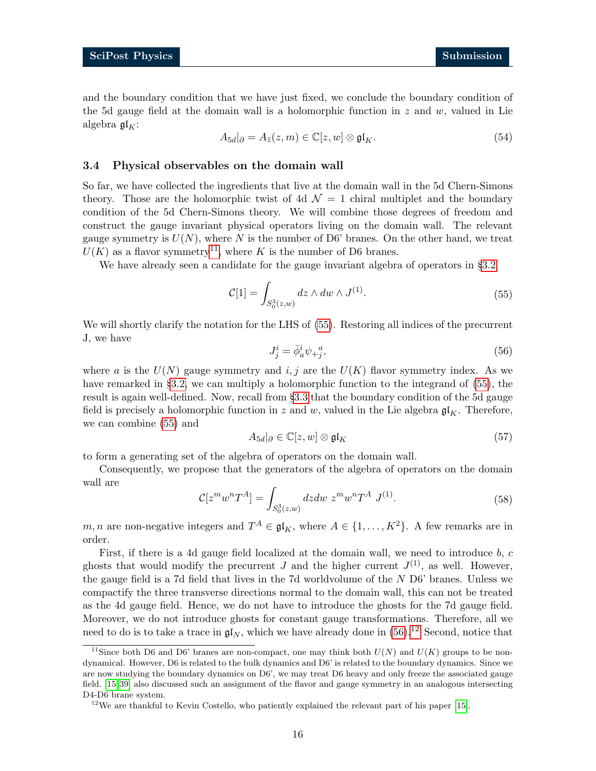and the boundary condition that we have just fixed, we conclude the boundary condition of the 5d gauge field at the domain wall is a holomorphic function in $z$ and $w$, valued in Lie algebra $\mathfrak{gl}_K$:

$$A_{5d}|_\partial = A_{\bar{z}}(z,m) \in \mathbb{C}[z,w] \otimes \mathfrak{gl}_K. \tag{54}$$

### 3.4 Physical observables on the domain wall

So far, we have collected the ingredients that live at the domain wall in the 5d Chern-Simons theory. Those are the holomorphic twist of 4d $\mathcal{N}=1$ chiral multiplet and the boundary condition of the 5d Chern-Simons theory. We will combine those degrees of freedom and construct the gauge invariant physical operators living on the domain wall. The relevant gauge symmetry is $U(N)$, where $N$ is the number of D6' branes. On the other hand, we treat $U(K)$ as a flavor symmetry[11], where $K$ is the number of D6 branes.

We have already seen a candidate for the gauge invariant algebra of operators in §3.2

$$\mathcal{C}[1] = \int_{S^3_0(z,w)} dz \wedge dw \wedge J^{(1)}. \tag{55}$$

We will shortly clarify the notation for the LHS of (55). Restoring all indices of the precurrent J, we have

$$J^i_j = \bar{\phi}^i_a \psi_{+}{}^a_j, \tag{56}$$

where $a$ is the $U(N)$ gauge symmetry and $i,j$ are the $U(K)$ flavor symmetry index. As we have remarked in §3.2, we can multiply a holomorphic function to the integrand of (55), the result is again well-defined. Now, recall from §3.3 that the boundary condition of the 5d gauge field is precisely a holomorphic function in $z$ and $w$, valued in the Lie algebra $\mathfrak{gl}_K$. Therefore, we can combine (55) and

$$A_{5d}|_\partial \in \mathbb{C}[z,w] \otimes \mathfrak{gl}_K \tag{57}$$

to form a generating set of the algebra of operators on the domain wall.

Consequently, we propose that the generators of the algebra of operators on the domain wall are

$$\mathcal{C}[z^m w^n T^A] = \int_{S^3_0(z,w)} dz dw \ z^m w^n T^A \ J^{(1)}. \tag{58}$$

$m,n$ are non-negative integers and $T^A \in \mathfrak{gl}_K$, where $A \in \{1,\ldots,K^2\}$. A few remarks are in order.

First, if there is a 4d gauge field localized at the domain wall, we need to introduce $b$, $c$ ghosts that would modify the precurrent $J$ and the higher current $J^{(1)}$, as well. However, the gauge field is a 7d field that lives in the 7d worldvolume of the $N$ D6' branes. Unless we compactify the three transverse directions normal to the domain wall, this can not be treated as the 4d gauge field. Hence, we do not have to introduce the ghosts for the 7d gauge field. Moreover, we do not introduce ghosts for constant gauge transformations. Therefore, all we need to do is to take a trace in $\mathfrak{gl}_N$, which we have already done in (56).[12] Second, notice that

[11] Since both D6 and D6' branes are non-compact, one may think both $U(N)$ and $U(K)$ groups to be non-dynamical. However, D6 is related to the bulk dynamics and D6' is related to the boundary dynamics. Since we are now studying the boundary dynamics on D6', we may treat D6 heavy and only freeze the associated gauge field. [15,39] also discussed such an assignment of the flavor and gauge symmetry in an analogous intersecting D4-D6 brane system.

[12] We are thankful to Kevin Costello, who patiently explained the relevant part of his paper [15].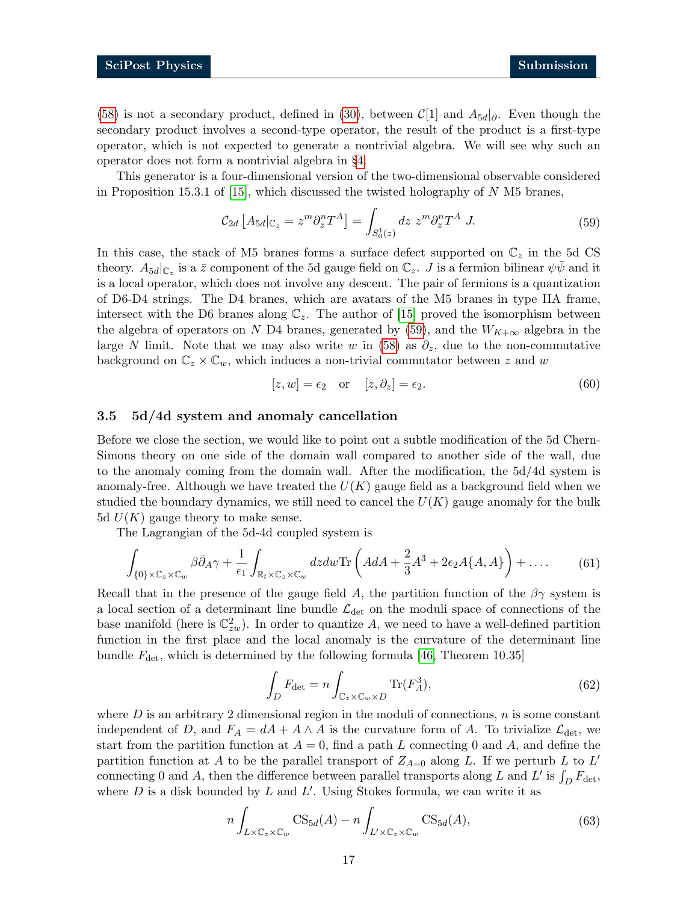(58) is not a secondary product, defined in (30), between $\mathcal{C}[1]$ and $A_{5d}|_\partial$. Even though the secondary product involves a second-type operator, the result of the product is a first-type operator, which is not expected to generate a nontrivial algebra. We will see why such an operator does not form a nontrivial algebra in §4.

This generator is a four-dimensional version of the two-dimensional observable considered in Proposition 15.3.1 of [15], which discussed the twisted holography of $N$ M5 branes,

$$\mathcal{C}_{2d}\left[A_{5d}|_{\mathbb{C}_z} = z^m \partial_z^n T^A\right] = \int_{S^1_0(z)} dz\; z^m \partial_z^n T^A\; J. \tag{59}$$

In this case, the stack of M5 branes forms a surface defect supported on $\mathbb{C}_z$ in the 5d CS theory. $A_{5d}|_{\mathbb{C}_z}$ is a $\bar{z}$ component of the 5d gauge field on $\mathbb{C}_z$. $J$ is a fermion bilinear $\psi\bar{\psi}$ and it is a local operator, which does not involve any descent. The pair of fermions is a quantization of D6-D4 strings. The D4 branes, which are avatars of the M5 branes in type IIA frame, intersect with the D6 branes along $\mathbb{C}_z$. The author of [15] proved the isomorphism between the algebra of operators on $N$ D4 branes, generated by (59), and the $W_{K+\infty}$ algebra in the large $N$ limit. Note that we may also write $w$ in (58) as $\partial_z$, due to the non-commutative background on $\mathbb{C}_z \times \mathbb{C}_w$, which induces a non-trivial commutator between $z$ and $w$

$$[z, w] = \epsilon_2 \quad \text{or} \quad [z, \partial_z] = \epsilon_2. \tag{60}$$

### 3.5 5d/4d system and anomaly cancellation

Before we close the section, we would like to point out a subtle modification of the 5d Chern-Simons theory on one side of the domain wall compared to another side of the wall, due to the anomaly coming from the domain wall. After the modification, the 5d/4d system is anomaly-free. Although we have treated the $U(K)$ gauge field as a background field when we studied the boundary dynamics, we still need to cancel the $U(K)$ gauge anomaly for the bulk 5d $U(K)$ gauge theory to make sense.

The Lagrangian of the 5d-4d coupled system is

$$\int_{\{0\}\times\mathbb{C}_z\times\mathbb{C}_w} \beta\bar{\partial}_A\gamma + \frac{1}{\epsilon_1}\int_{\mathbb{R}_t\times\mathbb{C}_z\times\mathbb{C}_w} dz dw \text{Tr}\left(AdA + \frac{2}{3}A^3 + 2\epsilon_2 A\{A, A\}\right) + \dots. \tag{61}$$

Recall that in the presence of the gauge field $A$, the partition function of the $\beta\gamma$ system is a local section of a determinant line bundle $\mathcal{L}_{\text{det}}$ on the moduli space of connections of the base manifold (here is $\mathbb{C}^2_{zw}$). In order to quantize $A$, we need to have a well-defined partition function in the first place and the local anomaly is the curvature of the determinant line bundle $F_{\text{det}}$, which is determined by the following formula [46, Theorem 10.35]

$$\int_D F_{\text{det}} = n\int_{\mathbb{C}_z\times\mathbb{C}_w\times D} \text{Tr}(F_A^3), \tag{62}$$

where $D$ is an arbitrary 2 dimensional region in the moduli of connections, $n$ is some constant independent of $D$, and $F_A = dA + A\wedge A$ is the curvature form of $A$. To trivialize $\mathcal{L}_{\text{det}}$, we start from the partition function at $A = 0$, find a path $L$ connecting 0 and $A$, and define the partition function at $A$ to be the parallel transport of $Z_{A=0}$ along $L$. If we perturb $L$ to $L'$ connecting 0 and $A$, then the difference between parallel transports along $L$ and $L'$ is $\int_D F_{\text{det}}$, where $D$ is a disk bounded by $L$ and $L'$. Using Stokes formula, we can write it as

$$n\int_{L\times\mathbb{C}_z\times\mathbb{C}_w} \text{CS}_{5d}(A) - n\int_{L'\times\mathbb{C}_z\times\mathbb{C}_w} \text{CS}_{5d}(A), \tag{63}$$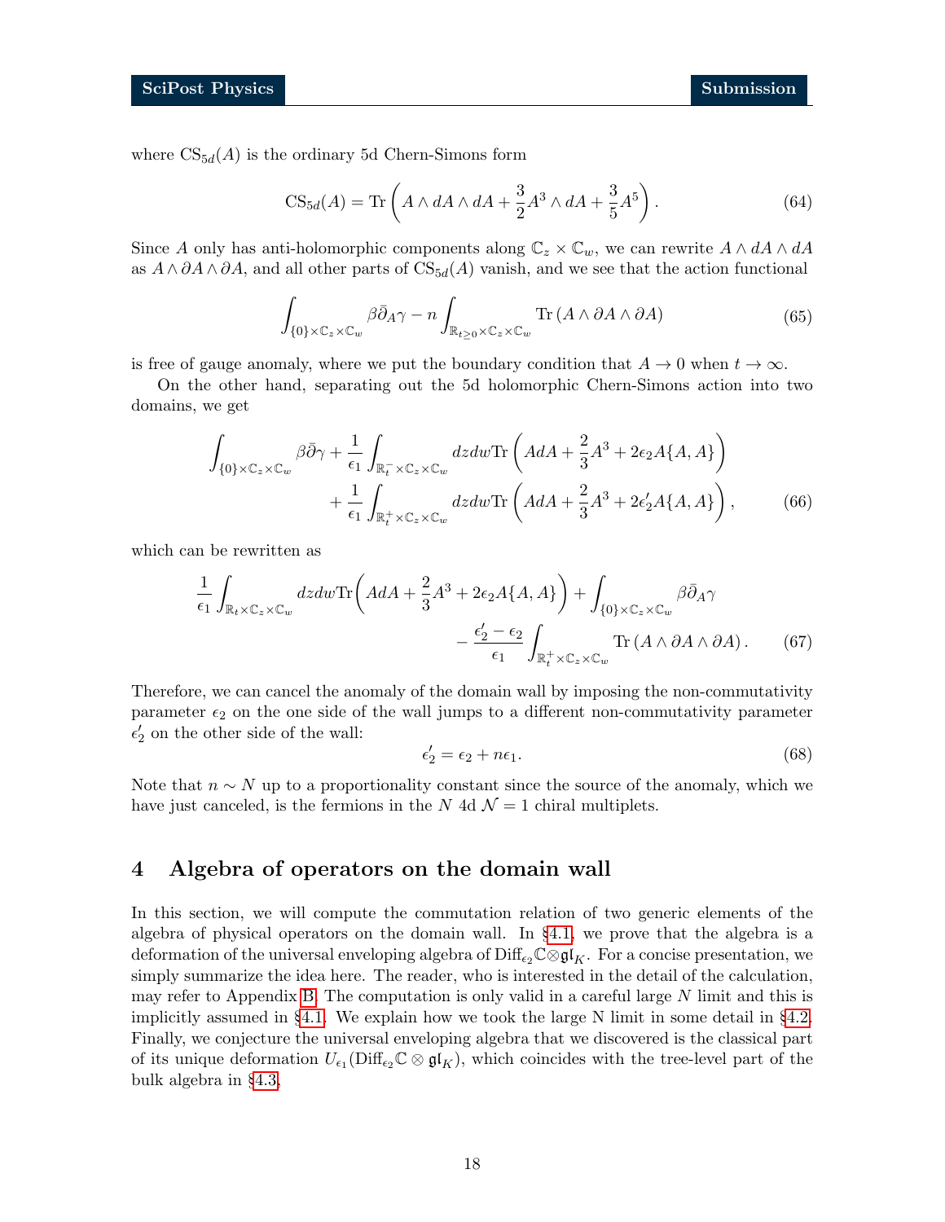where $\mathrm{CS}_{5d}(A)$ is the ordinary 5d Chern-Simons form

$$\mathrm{CS}_{5d}(A) = \mathrm{Tr}\left(A \wedge dA \wedge dA + \frac{3}{2}A^3 \wedge dA + \frac{3}{5}A^5\right). \tag{64}$$

Since $A$ only has anti-holomorphic components along $\mathbb{C}_z \times \mathbb{C}_w$, we can rewrite $A \wedge dA \wedge dA$ as $A \wedge \partial A \wedge \partial A$, and all other parts of $\mathrm{CS}_{5d}(A)$ vanish, and we see that the action functional

$$\int_{\{0\}\times\mathbb{C}_z\times\mathbb{C}_w} \beta\bar{\partial}_A\gamma - n\int_{\mathbb{R}_{t\geq 0}\times\mathbb{C}_z\times\mathbb{C}_w} \mathrm{Tr}\left(A \wedge \partial A \wedge \partial A\right) \tag{65}$$

is free of gauge anomaly, where we put the boundary condition that $A \to 0$ when $t \to \infty$.

On the other hand, separating out the 5d holomorphic Chern-Simons action into two domains, we get

$$\begin{aligned}\int_{\{0\}\times\mathbb{C}_z\times\mathbb{C}_w} \beta\bar{\partial}\gamma + \frac{1}{\epsilon_1}\int_{\mathbb{R}_t^-\times\mathbb{C}_z\times\mathbb{C}_w} dzdw\mathrm{Tr}\left(AdA + \frac{2}{3}A^3 + 2\epsilon_2 A\{A,A\}\right)&\\ + \frac{1}{\epsilon_1}\int_{\mathbb{R}_t^+\times\mathbb{C}_z\times\mathbb{C}_w} dzdw\mathrm{Tr}\left(AdA + \frac{2}{3}A^3 + 2\epsilon_2' A\{A,A\}\right),&\end{aligned} \tag{66}$$

which can be rewritten as

$$\begin{aligned}\frac{1}{\epsilon_1}\int_{\mathbb{R}_t\times\mathbb{C}_z\times\mathbb{C}_w} dzdw\mathrm{Tr}\bigg(AdA + \frac{2}{3}A^3 + 2\epsilon_2 A\{A,A\}\bigg) + \int_{\{0\}\times\mathbb{C}_z\times\mathbb{C}_w}\beta\bar{\partial}_A\gamma&\\ - \frac{\epsilon_2' - \epsilon_2}{\epsilon_1}\int_{\mathbb{R}_t^+\times\mathbb{C}_z\times\mathbb{C}_w} \mathrm{Tr}\left(A \wedge \partial A \wedge \partial A\right).&\end{aligned} \tag{67}$$

Therefore, we can cancel the anomaly of the domain wall by imposing the non-commutativity parameter $\epsilon_2$ on the one side of the wall jumps to a different non-commutativity parameter $\epsilon_2'$ on the other side of the wall:

$$\epsilon_2' = \epsilon_2 + n\epsilon_1. \tag{68}$$

Note that $n \sim N$ up to a proportionality constant since the source of the anomaly, which we have just canceled, is the fermions in the $N$ 4d $\mathcal{N}=1$ chiral multiplets.

# 4 Algebra of operators on the domain wall

In this section, we will compute the commutation relation of two generic elements of the algebra of physical operators on the domain wall. In §4.1, we prove that the algebra is a deformation of the universal enveloping algebra of $\mathrm{Diff}_{\epsilon_2}\mathbb{C}\otimes\mathfrak{gl}_K$. For a concise presentation, we simply summarize the idea here. The reader, who is interested in the detail of the calculation, may refer to Appendix B. The computation is only valid in a careful large $N$ limit and this is implicitly assumed in §4.1. We explain how we took the large N limit in some detail in §4.2. Finally, we conjecture the universal enveloping algebra that we discovered is the classical part of its unique deformation $U_{\epsilon_1}(\mathrm{Diff}_{\epsilon_2}\mathbb{C}\otimes\mathfrak{gl}_K)$, which coincides with the tree-level part of the bulk algebra in §4.3.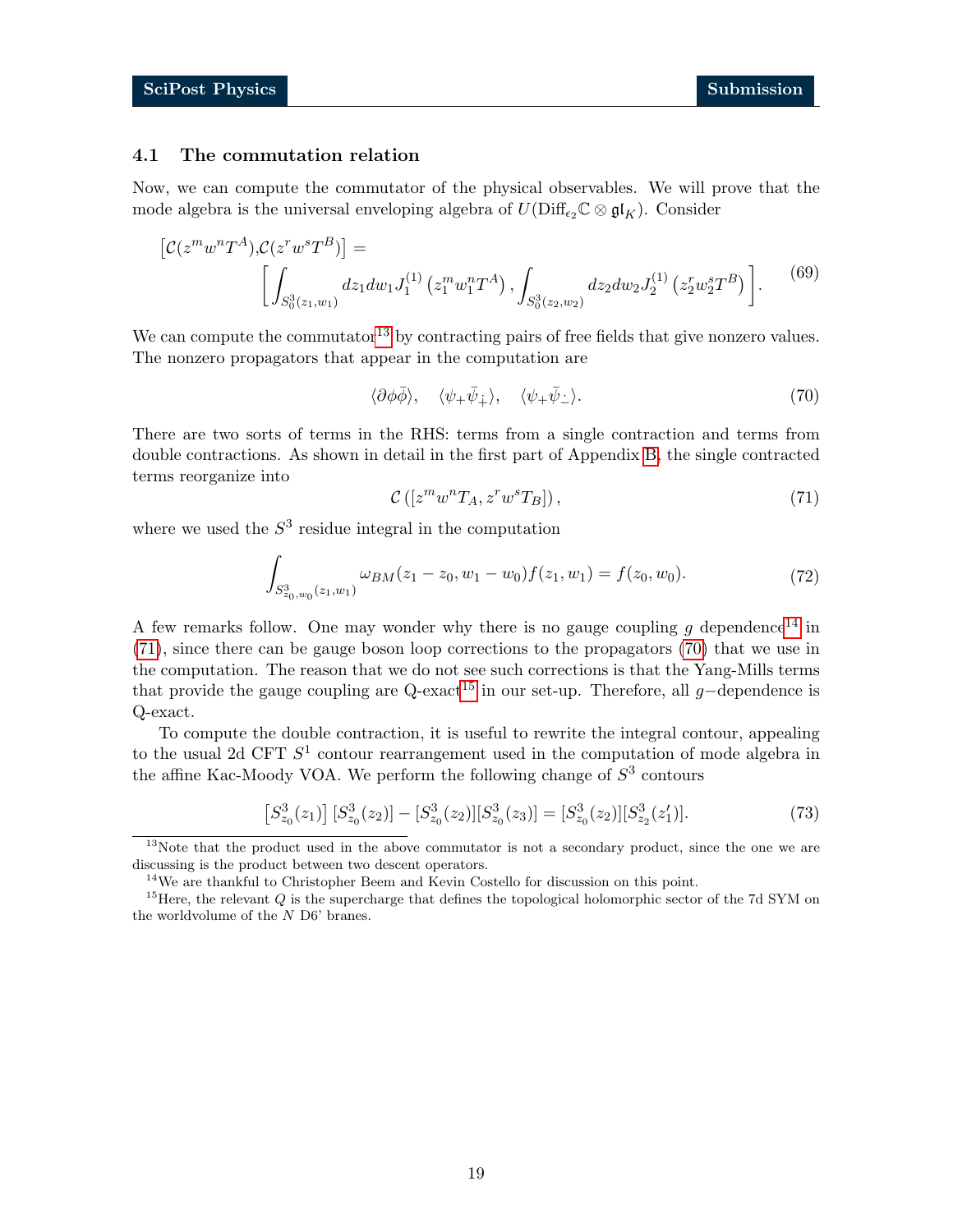### 4.1 The commutation relation

Now, we can compute the commutator of the physical observables. We will prove that the mode algebra is the universal enveloping algebra of $U(\mathrm{Diff}_{\epsilon_2}\mathbb{C} \otimes \mathfrak{gl}_K)$. Consider

$$
\begin{aligned}
&\left[\mathcal{C}(z^m w^n T^A), \mathcal{C}(z^r w^s T^B)\right] = \\
&\qquad \left[\int_{S^3_0(z_1,w_1)} dz_1 dw_1 J_1^{(1)}\left(z_1^m w_1^n T^A\right), \int_{S^3_0(z_2,w_2)} dz_2 dw_2 J_2^{(1)}\left(z_2^r w_2^s T^B\right)\right].
\end{aligned}
\tag{69}
$$

We can compute the commutator[13] by contracting pairs of free fields that give nonzero values. The nonzero propagators that appear in the computation are

$$
\langle \partial\phi\bar{\phi}\rangle, \quad \langle \psi_+\bar{\psi}_+\rangle, \quad \langle \psi_+\bar{\psi}_{\dot{-}}\rangle.
\tag{70}
$$

There are two sorts of terms in the RHS: terms from a single contraction and terms from double contractions. As shown in detail in the first part of Appendix B, the single contracted terms reorganize into

$$
\mathcal{C}\left([z^m w^n T_A, z^r w^s T_B]\right),
\tag{71}
$$

where we used the $S^3$ residue integral in the computation

$$
\int_{S^3_{z_0,w_0}(z_1,w_1)} \omega_{BM}(z_1 - z_0, w_1 - w_0) f(z_1, w_1) = f(z_0, w_0).
\tag{72}
$$

A few remarks follow. One may wonder why there is no gauge coupling $g$ dependence[14] in (71), since there can be gauge boson loop corrections to the propagators (70) that we use in the computation. The reason that we do not see such corrections is that the Yang-Mills terms that provide the gauge coupling are Q-exact[15] in our set-up. Therefore, all $g-$dependence is Q-exact.

To compute the double contraction, it is useful to rewrite the integral contour, appealing to the usual 2d CFT $S^1$ contour rearrangement used in the computation of mode algebra in the affine Kac-Moody VOA. We perform the following change of $S^3$ contours

$$
\left[S^3_{z_0}(z_1)\right]\left[S^3_{z_0}(z_2)\right] - [S^3_{z_0}(z_2)][S^3_{z_0}(z_3)] = [S^3_{z_0}(z_2)][S^3_{z_2}(z_1')].
\tag{73}
$$

[13] Note that the product used in the above commutator is not a secondary product, since the one we are discussing is the product between two descent operators.

[14] We are thankful to Christopher Beem and Kevin Costello for discussion on this point.

[15] Here, the relevant $Q$ is the supercharge that defines the topological holomorphic sector of the 7d SYM on the worldvolume of the $N$ D6' branes.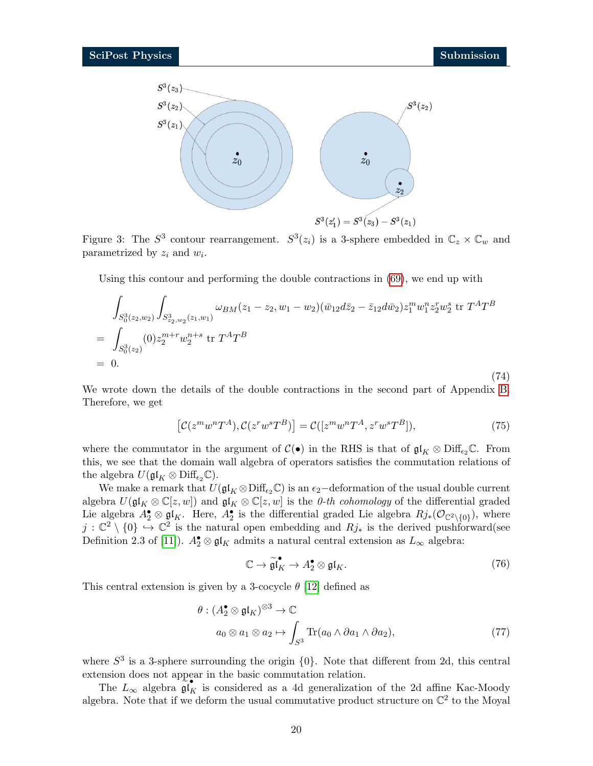Figure 3: The $S^3$ contour rearrangement. $S^3(z_i)$ is a 3-sphere embedded in $\mathbb{C}_z \times \mathbb{C}_w$ and parametrized by $z_i$ and $w_i$.

Using this contour and performing the double contractions in (69), we end up with

$$
\begin{aligned}
& \int_{S^3_0(z_2,w_2)} \int_{S^3_{z_2,w_2}(z_1,w_1)} \omega_{BM}(z_1-z_2, w_1-w_2)(\bar{w}_{12}d\bar{z}_2 - \bar{z}_{12}d\bar{w}_2) z_1^m w_1^n z_2^r w_2^s \ \text{tr}\ T^A T^B \\
= & \int_{S^3_0(z_2)} (0) z_2^{m+r} w_2^{n+s} \ \text{tr}\ T^A T^B \\
= & \ 0.
\end{aligned} \tag{74}
$$

We wrote down the details of the double contractions in the second part of Appendix B. Therefore, we get

$$
\left[\mathcal{C}(z^m w^n T^A), \mathcal{C}(z^r w^s T^B)\right] = \mathcal{C}([z^m w^n T^A, z^r w^s T^B]), \tag{75}
$$

where the commutator in the argument of $\mathcal{C}(\bullet)$ in the RHS is that of $\mathfrak{gl}_K \otimes \text{Diff}_{\epsilon_2}\mathbb{C}$. From this, we see that the domain wall algebra of operators satisfies the commutation relations of the algebra $U(\mathfrak{gl}_K \otimes \text{Diff}_{\epsilon_2}\mathbb{C})$.

We make a remark that $U(\mathfrak{gl}_K \otimes \text{Diff}_{\epsilon_2}\mathbb{C})$ is an $\epsilon_2-$deformation of the usual double current algebra $U(\mathfrak{gl}_K \otimes \mathbb{C}[z,w])$ and $\mathfrak{gl}_K \otimes \mathbb{C}[z,w]$ is the *0-th cohomology* of the differential graded Lie algebra $A_2^\bullet \otimes \mathfrak{gl}_K$. Here, $A_2^\bullet$ is the differential graded Lie algebra $Rj_*(\mathcal{O}_{\mathbb{C}^2\setminus\{0\}})$, where $j : \mathbb{C}^2 \setminus \{0\} \hookrightarrow \mathbb{C}^2$ is the natural open embedding and $Rj_*$ is the derived pushforward(see Definition 2.3 of [11]). $A_2^\bullet \otimes \mathfrak{gl}_K$ admits a natural central extension as $L_\infty$ algebra:

$$
\mathbb{C} \to \widetilde{\mathfrak{gl}}_K^\bullet \to A_2^\bullet \otimes \mathfrak{gl}_K. \tag{76}
$$

This central extension is given by a 3-cocycle $\theta$ [12] defined as

$$
\begin{aligned}
\theta : (A_2^\bullet \otimes \mathfrak{gl}_K)^{\otimes 3} &\to \mathbb{C} \\
a_0 \otimes a_1 \otimes a_2 &\mapsto \int_{S^3} \text{Tr}(a_0 \wedge \partial a_1 \wedge \partial a_2),
\end{aligned} \tag{77}
$$

where $S^3$ is a 3-sphere surrounding the origin $\{0\}$. Note that different from 2d, this central extension does not appear in the basic commutation relation.

The $L_\infty$ algebra $\widetilde{\mathfrak{gl}}_K^\bullet$ is considered as a 4d generalization of the 2d affine Kac-Moody algebra. Note that if we deform the usual commutative product structure on $\mathbb{C}^2$ to the Moyal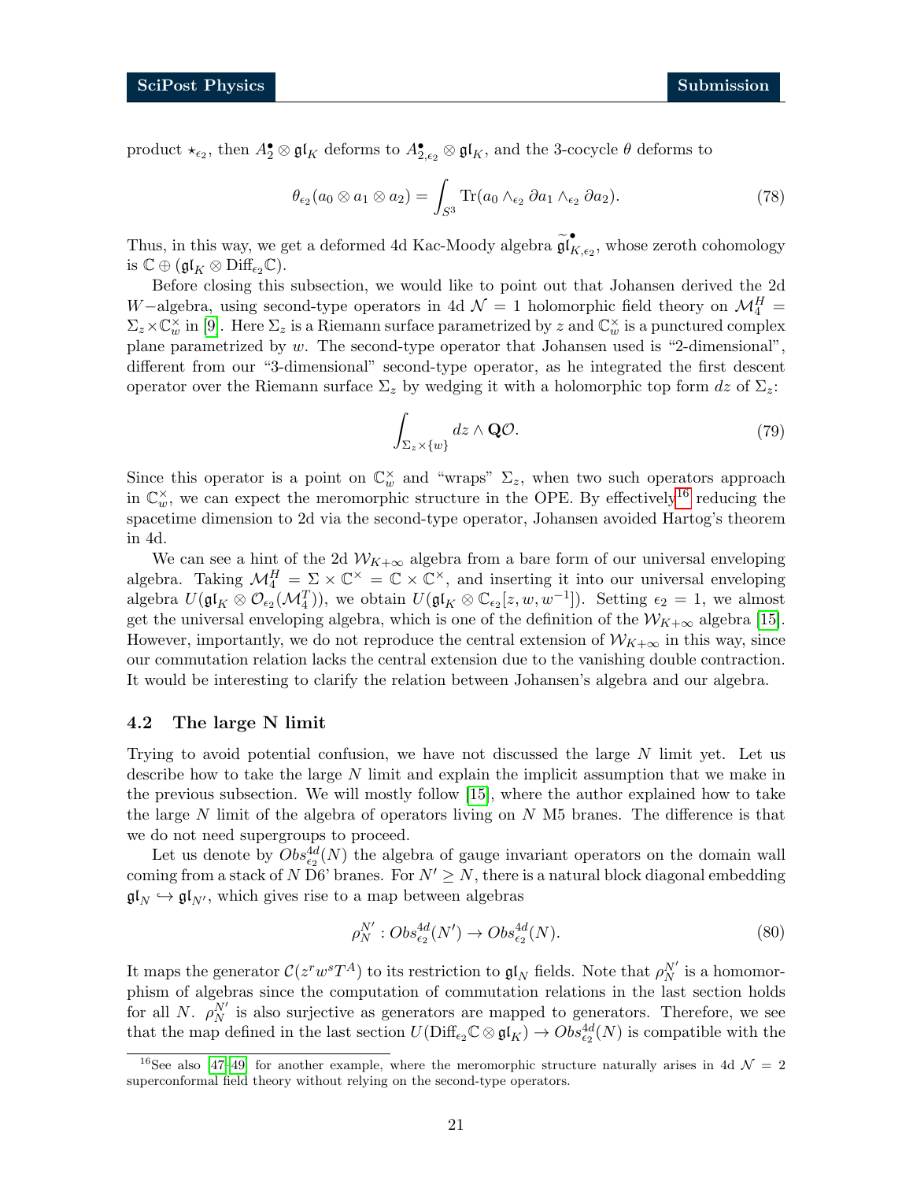product $\star_{\epsilon_2}$, then $A_2^\bullet \otimes \mathfrak{gl}_K$ deforms to $A_{2,\epsilon_2}^\bullet \otimes \mathfrak{gl}_K$, and the 3-cocycle $\theta$ deforms to

$$\theta_{\epsilon_2}(a_0 \otimes a_1 \otimes a_2) = \int_{S^3} \mathrm{Tr}(a_0 \wedge_{\epsilon_2} \partial a_1 \wedge_{\epsilon_2} \partial a_2). \tag{78}$$

Thus, in this way, we get a deformed 4d Kac-Moody algebra $\widetilde{\mathfrak{gl}}^\bullet_{K,\epsilon_2}$, whose zeroth cohomology is $\mathbb{C} \oplus (\mathfrak{gl}_K \otimes \mathrm{Diff}_{\epsilon_2}\mathbb{C})$.

Before closing this subsection, we would like to point out that Johansen derived the 2d $W-$algebra, using second-type operators in 4d $\mathcal{N}=1$ holomorphic field theory on $\mathcal{M}_4^H = \Sigma_z \times \mathbb{C}_w^\times$ in [9]. Here $\Sigma_z$ is a Riemann surface parametrized by $z$ and $\mathbb{C}_w^\times$ is a punctured complex plane parametrized by $w$. The second-type operator that Johansen used is "2-dimensional", different from our "3-dimensional" second-type operator, as he integrated the first descent operator over the Riemann surface $\Sigma_z$ by wedging it with a holomorphic top form $dz$ of $\Sigma_z$:

$$\int_{\Sigma_z \times \{w\}} dz \wedge \mathbf{Q}\mathcal{O}. \tag{79}$$

Since this operator is a point on $\mathbb{C}_w^\times$ and "wraps" $\Sigma_z$, when two such operators approach in $\mathbb{C}_w^\times$, we can expect the meromorphic structure in the OPE. By effectively[16] reducing the spacetime dimension to 2d via the second-type operator, Johansen avoided Hartog's theorem in 4d.

We can see a hint of the 2d $\mathcal{W}_{K+\infty}$ algebra from a bare form of our universal enveloping algebra. Taking $\mathcal{M}_4^H = \Sigma \times \mathbb{C}^\times = \mathbb{C} \times \mathbb{C}^\times$, and inserting it into our universal enveloping algebra $U(\mathfrak{gl}_K \otimes \mathcal{O}_{\epsilon_2}(\mathcal{M}_4^T))$, we obtain $U(\mathfrak{gl}_K \otimes \mathbb{C}_{\epsilon_2}[z, w, w^{-1}])$. Setting $\epsilon_2 = 1$, we almost get the universal enveloping algebra, which is one of the definition of the $\mathcal{W}_{K+\infty}$ algebra [15]. However, importantly, we do not reproduce the central extension of $\mathcal{W}_{K+\infty}$ in this way, since our commutation relation lacks the central extension due to the vanishing double contraction. It would be interesting to clarify the relation between Johansen's algebra and our algebra.

### 4.2 The large N limit

Trying to avoid potential confusion, we have not discussed the large $N$ limit yet. Let us describe how to take the large $N$ limit and explain the implicit assumption that we make in the previous subsection. We will mostly follow [15], where the author explained how to take the large $N$ limit of the algebra of operators living on $N$ M5 branes. The difference is that we do not need supergroups to proceed.

Let us denote by $Obs^{4d}_{\epsilon_2}(N)$ the algebra of gauge invariant operators on the domain wall coming from a stack of $N$ D6' branes. For $N' \geq N$, there is a natural block diagonal embedding $\mathfrak{gl}_N \hookrightarrow \mathfrak{gl}_{N'}$, which gives rise to a map between algebras

$$\rho^{N'}_N : Obs^{4d}_{\epsilon_2}(N') \to Obs^{4d}_{\epsilon_2}(N). \tag{80}$$

It maps the generator $\mathcal{C}(z^r w^s T^A)$ to its restriction to $\mathfrak{gl}_N$ fields. Note that $\rho^{N'}_N$ is a homomorphism of algebras since the computation of commutation relations in the last section holds for all $N$. $\rho^{N'}_N$ is also surjective as generators are mapped to generators. Therefore, we see that the map defined in the last section $U(\mathrm{Diff}_{\epsilon_2}\mathbb{C} \otimes \mathfrak{gl}_K) \to Obs^{4d}_{\epsilon_2}(N)$ is compatible with the

[16] See also [47–49] for another example, where the meromorphic structure naturally arises in 4d $\mathcal{N}=2$ superconformal field theory without relying on the second-type operators.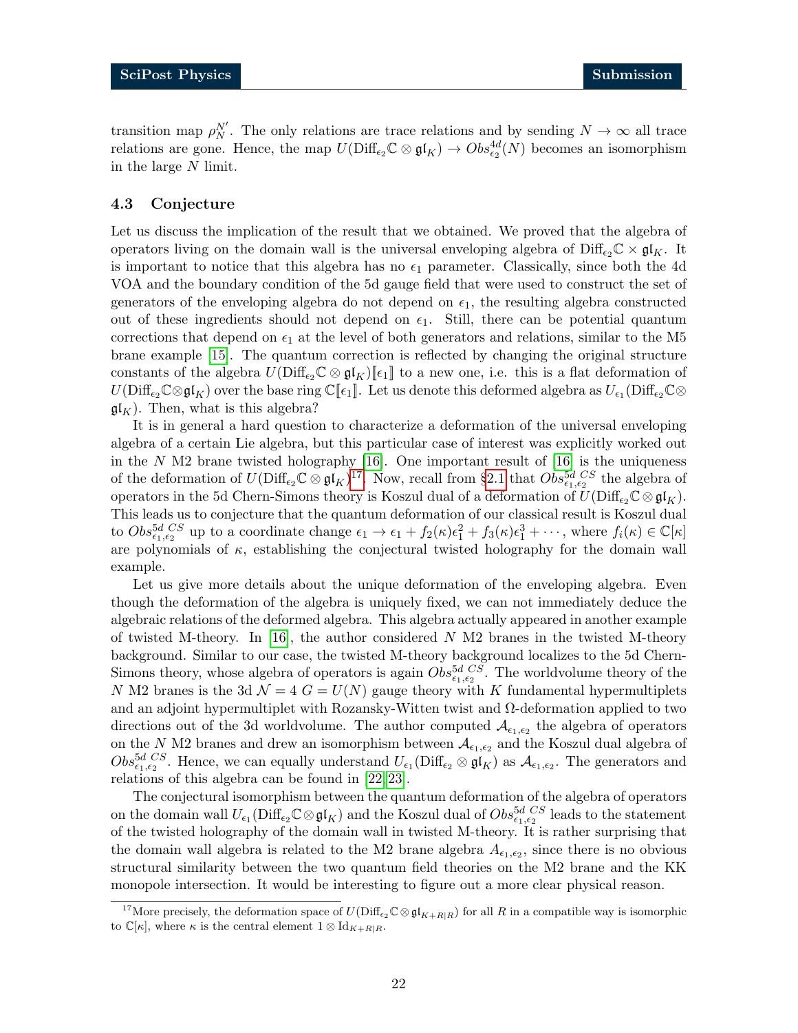transition map $\rho_N^{N'}$. The only relations are trace relations and by sending $N \to \infty$ all trace relations are gone. Hence, the map $U(\mathrm{Diff}_{\epsilon_2}\mathbb{C} \otimes \mathfrak{gl}_K) \to Obs^{4d}_{\epsilon_2}(N)$ becomes an isomorphism in the large $N$ limit.

### 4.3 Conjecture

Let us discuss the implication of the result that we obtained. We proved that the algebra of operators living on the domain wall is the universal enveloping algebra of $\mathrm{Diff}_{\epsilon_2}\mathbb{C} \times \mathfrak{gl}_K$. It is important to notice that this algebra has no $\epsilon_1$ parameter. Classically, since both the 4d VOA and the boundary condition of the 5d gauge field that were used to construct the set of generators of the enveloping algebra do not depend on $\epsilon_1$, the resulting algebra constructed out of these ingredients should not depend on $\epsilon_1$. Still, there can be potential quantum corrections that depend on $\epsilon_1$ at the level of both generators and relations, similar to the M5 brane example [15]. The quantum correction is reflected by changing the original structure constants of the algebra $U(\mathrm{Diff}_{\epsilon_2}\mathbb{C} \otimes \mathfrak{gl}_K)[\![\epsilon_1]\!]$ to a new one, i.e. this is a flat deformation of $U(\mathrm{Diff}_{\epsilon_2}\mathbb{C}\otimes\mathfrak{gl}_K)$ over the base ring $\mathbb{C}[\![\epsilon_1]\!]$. Let us denote this deformed algebra as $U_{\epsilon_1}(\mathrm{Diff}_{\epsilon_2}\mathbb{C}\otimes\mathfrak{gl}_K)$. Then, what is this algebra?

It is in general a hard question to characterize a deformation of the universal enveloping algebra of a certain Lie algebra, but this particular case of interest was explicitly worked out in the $N$ M2 brane twisted holography [16]. One important result of [16] is the uniqueness of the deformation of $U(\mathrm{Diff}_{\epsilon_2}\mathbb{C} \otimes \mathfrak{gl}_K)$[17]. Now, recall from §2.1 that $Obs^{5d\ CS}_{\epsilon_1,\epsilon_2}$ the algebra of operators in the 5d Chern-Simons theory is Koszul dual of a deformation of $U(\mathrm{Diff}_{\epsilon_2}\mathbb{C} \otimes \mathfrak{gl}_K)$. This leads us to conjecture that the quantum deformation of our classical result is Koszul dual to $Obs^{5d\ CS}_{\epsilon_1,\epsilon_2}$ up to a coordinate change $\epsilon_1 \to \epsilon_1 + f_2(\kappa)\epsilon_1^2 + f_3(\kappa)\epsilon_1^3 + \cdots$, where $f_i(\kappa) \in \mathbb{C}[\kappa]$ are polynomials of $\kappa$, establishing the conjectural twisted holography for the domain wall example.

Let us give more details about the unique deformation of the enveloping algebra. Even though the deformation of the algebra is uniquely fixed, we can not immediately deduce the algebraic relations of the deformed algebra. This algebra actually appeared in another example of twisted M-theory. In [16], the author considered $N$ M2 branes in the twisted M-theory background. Similar to our case, the twisted M-theory background localizes to the 5d Chern-Simons theory, whose algebra of operators is again $Obs^{5d\ CS}_{\epsilon_1,\epsilon_2}$. The worldvolume theory of the $N$ M2 branes is the 3d $\mathcal{N}=4$ $G=U(N)$ gauge theory with $K$ fundamental hypermultiplets and an adjoint hypermultiplet with Rozansky-Witten twist and $\Omega$-deformation applied to two directions out of the 3d worldvolume. The author computed $\mathcal{A}_{\epsilon_1,\epsilon_2}$ the algebra of operators on the $N$ M2 branes and drew an isomorphism between $\mathcal{A}_{\epsilon_1,\epsilon_2}$ and the Koszul dual algebra of $Obs^{5d\ CS}_{\epsilon_1,\epsilon_2}$. Hence, we can equally understand $U_{\epsilon_1}(\mathrm{Diff}_{\epsilon_2} \otimes \mathfrak{gl}_K)$ as $\mathcal{A}_{\epsilon_1,\epsilon_2}$. The generators and relations of this algebra can be found in [22, 23].

The conjectural isomorphism between the quantum deformation of the algebra of operators on the domain wall $U_{\epsilon_1}(\mathrm{Diff}_{\epsilon_2}\mathbb{C}\otimes\mathfrak{gl}_K)$ and the Koszul dual of $Obs^{5d\ CS}_{\epsilon_1,\epsilon_2}$ leads to the statement of the twisted holography of the domain wall in twisted M-theory. It is rather surprising that the domain wall algebra is related to the M2 brane algebra $A_{\epsilon_1,\epsilon_2}$, since there is no obvious structural similarity between the two quantum field theories on the M2 brane and the KK monopole intersection. It would be interesting to figure out a more clear physical reason.

---

[17] More precisely, the deformation space of $U(\mathrm{Diff}_{\epsilon_2}\mathbb{C}\otimes\mathfrak{gl}_{K+R|R})$ for all $R$ in a compatible way is isomorphic to $\mathbb{C}[\kappa]$, where $\kappa$ is the central element $1 \otimes \mathrm{Id}_{K+R|R}$.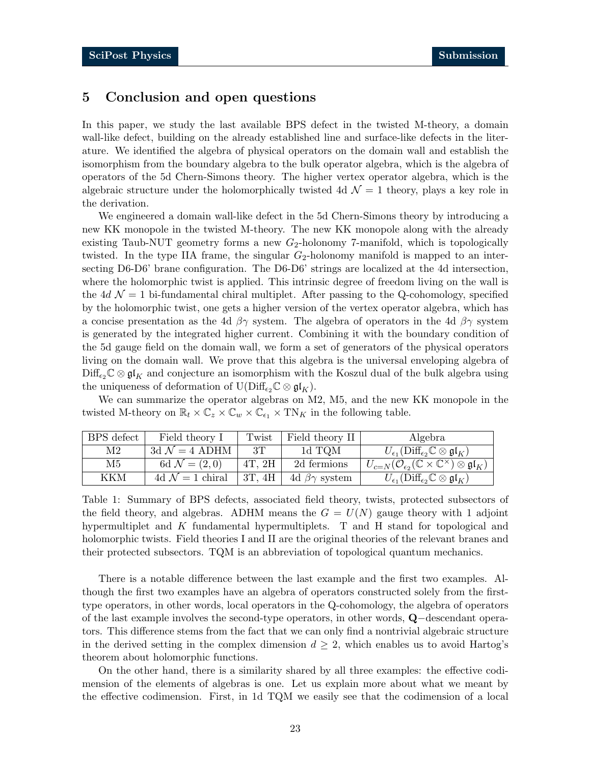## 5 Conclusion and open questions

In this paper, we study the last available BPS defect in the twisted M-theory, a domain wall-like defect, building on the already established line and surface-like defects in the literature. We identified the algebra of physical operators on the domain wall and establish the isomorphism from the boundary algebra to the bulk operator algebra, which is the algebra of operators of the 5d Chern-Simons theory. The higher vertex operator algebra, which is the algebraic structure under the holomorphically twisted 4d $\mathcal{N}=1$ theory, plays a key role in the derivation.

We engineered a domain wall-like defect in the 5d Chern-Simons theory by introducing a new KK monopole in the twisted M-theory. The new KK monopole along with the already existing Taub-NUT geometry forms a new $G_2$-holonomy 7-manifold, which is topologically twisted. In the type IIA frame, the singular $G_2$-holonomy manifold is mapped to an intersecting D6-D6' brane configuration. The D6-D6' strings are localized at the 4d intersection, where the holomorphic twist is applied. This intrinsic degree of freedom living on the wall is the 4*d* $\mathcal{N}=1$ bi-fundamental chiral multiplet. After passing to the Q-cohomology, specified by the holomorphic twist, one gets a higher version of the vertex operator algebra, which has a concise presentation as the 4d $\beta\gamma$ system. The algebra of operators in the 4d $\beta\gamma$ system is generated by the integrated higher current. Combining it with the boundary condition of the 5d gauge field on the domain wall, we form a set of generators of the physical operators living on the domain wall. We prove that this algebra is the universal enveloping algebra of $\mathrm{Diff}_{\epsilon_2}\mathbb{C}\otimes\mathfrak{gl}_K$ and conjecture an isomorphism with the Koszul dual of the bulk algebra using the uniqueness of deformation of $\mathrm{U}(\mathrm{Diff}_{\epsilon_2}\mathbb{C}\otimes\mathfrak{gl}_K)$.

We can summarize the operator algebras on M2, M5, and the new KK monopole in the twisted M-theory on $\mathbb{R}_t\times\mathbb{C}_z\times\mathbb{C}_w\times\mathbb{C}_{\epsilon_1}\times\mathrm{TN}_K$ in the following table.

| BPS defect | Field theory I | Twist | Field theory II | Algebra |
|---|---|---|---|---|
| M2 | 3d $\mathcal{N}=4$ ADHM | 3T | 1d TQM | $U_{\epsilon_1}(\mathrm{Diff}_{\epsilon_2}\mathbb{C}\otimes\mathfrak{gl}_K)$ |
| M5 | 6d $\mathcal{N}=(2,0)$ | 4T, 2H | 2d fermions | $U_{c=N}(\mathcal{O}_{\epsilon_2}(\mathbb{C}\times\mathbb{C}^\times)\otimes\mathfrak{gl}_K)$ |
| KKM | 4d $\mathcal{N}=1$ chiral | 3T, 4H | 4d $\beta\gamma$ system | $U_{\epsilon_1}(\mathrm{Diff}_{\epsilon_2}\mathbb{C}\otimes\mathfrak{gl}_K)$ |

Table 1: Summary of BPS defects, associated field theory, twists, protected subsectors of the field theory, and algebras. ADHM means the $G=U(N)$ gauge theory with 1 adjoint hypermultiplet and $K$ fundamental hypermultiplets. T and H stand for topological and holomorphic twists. Field theories I and II are the original theories of the relevant branes and their protected subsectors. TQM is an abbreviation of topological quantum mechanics.

There is a notable difference between the last example and the first two examples. Although the first two examples have an algebra of operators constructed solely from the first-type operators, in other words, local operators in the Q-cohomology, the algebra of operators of the last example involves the second-type operators, in other words, **Q**−descendant operators. This difference stems from the fact that we can only find a nontrivial algebraic structure in the derived setting in the complex dimension $d\geq 2$, which enables us to avoid Hartog's theorem about holomorphic functions.

On the other hand, there is a similarity shared by all three examples: the effective codimension of the elements of algebras is one. Let us explain more about what we meant by the effective codimension. First, in 1d TQM we easily see that the codimension of a local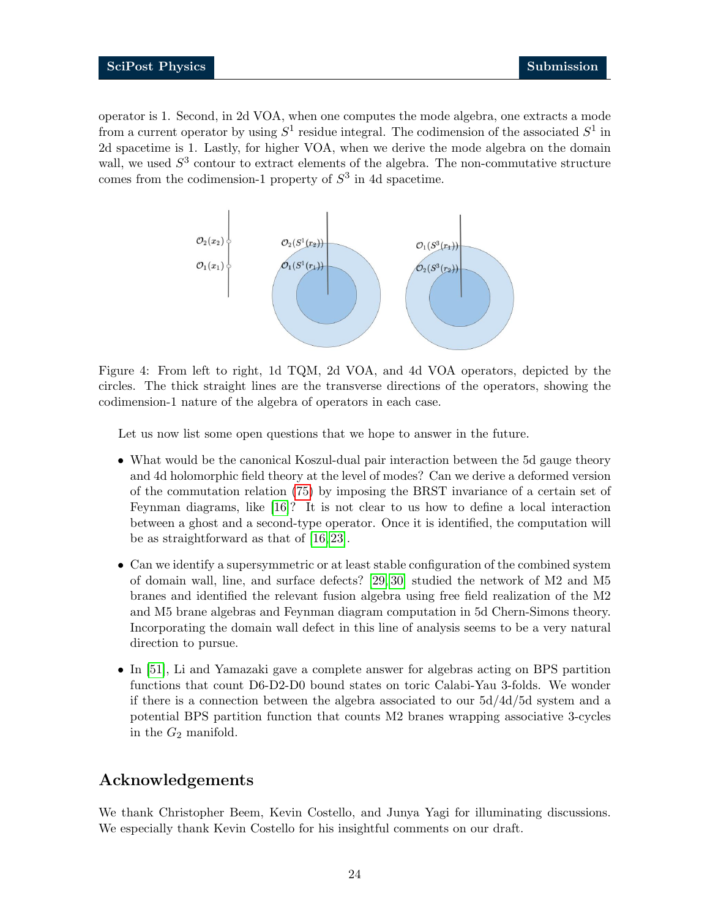operator is 1. Second, in 2d VOA, when one computes the mode algebra, one extracts a mode from a current operator by using $S^1$ residue integral. The codimension of the associated $S^1$ in 2d spacetime is 1. Lastly, for higher VOA, when we derive the mode algebra on the domain wall, we used $S^3$ contour to extract elements of the algebra. The non-commutative structure comes from the codimension-1 property of $S^3$ in 4d spacetime.

Figure 4: From left to right, 1d TQM, 2d VOA, and 4d VOA operators, depicted by the circles. The thick straight lines are the transverse directions of the operators, showing the codimension-1 nature of the algebra of operators in each case.

Let us now list some open questions that we hope to answer in the future.

- What would be the canonical Koszul-dual pair interaction between the 5d gauge theory and 4d holomorphic field theory at the level of modes? Can we derive a deformed version of the commutation relation (75) by imposing the BRST invariance of a certain set of Feynman diagrams, like [16]? It is not clear to us how to define a local interaction between a ghost and a second-type operator. Once it is identified, the computation will be as straightforward as that of [16, 23].
- Can we identify a supersymmetric or at least stable configuration of the combined system of domain wall, line, and surface defects? [29, 30] studied the network of M2 and M5 branes and identified the relevant fusion algebra using free field realization of the M2 and M5 brane algebras and Feynman diagram computation in 5d Chern-Simons theory. Incorporating the domain wall defect in this line of analysis seems to be a very natural direction to pursue.
- In [51], Li and Yamazaki gave a complete answer for algebras acting on BPS partition functions that count D6-D2-D0 bound states on toric Calabi-Yau 3-folds. We wonder if there is a connection between the algebra associated to our 5d/4d/5d system and a potential BPS partition function that counts M2 branes wrapping associative 3-cycles in the $G_2$ manifold.

## Acknowledgements

We thank Christopher Beem, Kevin Costello, and Junya Yagi for illuminating discussions. We especially thank Kevin Costello for his insightful comments on our draft.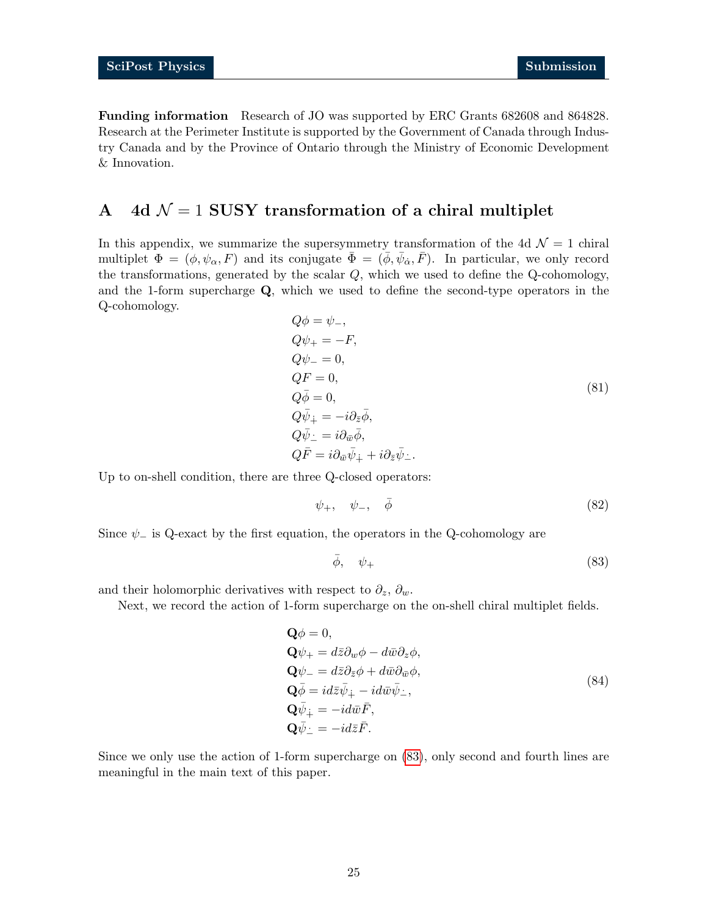**Funding information** Research of JO was supported by ERC Grants 682608 and 864828. Research at the Perimeter Institute is supported by the Government of Canada through Industry Canada and by the Province of Ontario through the Ministry of Economic Development & Innovation.

# A 4d $\mathcal{N}=1$ SUSY transformation of a chiral multiplet

In this appendix, we summarize the supersymmetry transformation of the 4d $\mathcal{N}=1$ chiral multiplet $\Phi = (\phi, \psi_\alpha, F)$ and its conjugate $\bar{\Phi} = (\bar{\phi}, \bar{\psi}_{\dot{\alpha}}, \bar{F})$. In particular, we only record the transformations, generated by the scalar $Q$, which we used to define the Q-cohomology, and the 1-form supercharge $\mathbf{Q}$, which we used to define the second-type operators in the Q-cohomology.

$$
\begin{aligned}
&Q\phi = \psi_-, \\
&Q\psi_+ = -F, \\
&Q\psi_- = 0, \\
&QF = 0, \\
&Q\bar{\phi} = 0, \\
&Q\bar{\psi}_{\dot{+}} = -i\partial_{\bar{z}}\bar{\phi}, \\
&Q\bar{\psi}_{\dot{-}} = i\partial_{\bar{w}}\bar{\phi}, \\
&Q\bar{F} = i\partial_{\bar{w}}\bar{\psi}_{\dot{+}} + i\partial_{\bar{z}}\bar{\psi}_{\dot{-}}.
\end{aligned}
\tag{81}
$$

Up to on-shell condition, there are three Q-closed operators:

$$
\psi_+, \quad \psi_-, \quad \bar{\phi} \tag{82}
$$

Since $\psi_-$ is Q-exact by the first equation, the operators in the Q-cohomology are

$$
\bar{\phi}, \quad \psi_+ \tag{83}
$$

and their holomorphic derivatives with respect to $\partial_z$, $\partial_w$.

Next, we record the action of 1-form supercharge on the on-shell chiral multiplet fields.

$$
\begin{aligned}
&\mathbf{Q}\phi = 0, \\
&\mathbf{Q}\psi_+ = d\bar{z}\partial_w\phi - d\bar{w}\partial_z\phi, \\
&\mathbf{Q}\psi_- = d\bar{z}\partial_{\bar{z}}\phi + d\bar{w}\partial_{\bar{w}}\phi, \\
&\mathbf{Q}\bar{\phi} = id\bar{z}\bar{\psi}_{\dot{+}} - id\bar{w}\bar{\psi}_{\dot{-}}, \\
&\mathbf{Q}\bar{\psi}_{\dot{+}} = -id\bar{w}\bar{F}, \\
&\mathbf{Q}\bar{\psi}_{\dot{-}} = -id\bar{z}\bar{F}.
\end{aligned}
\tag{84}
$$

Since we only use the action of 1-form supercharge on (83), only second and fourth lines are meaningful in the main text of this paper.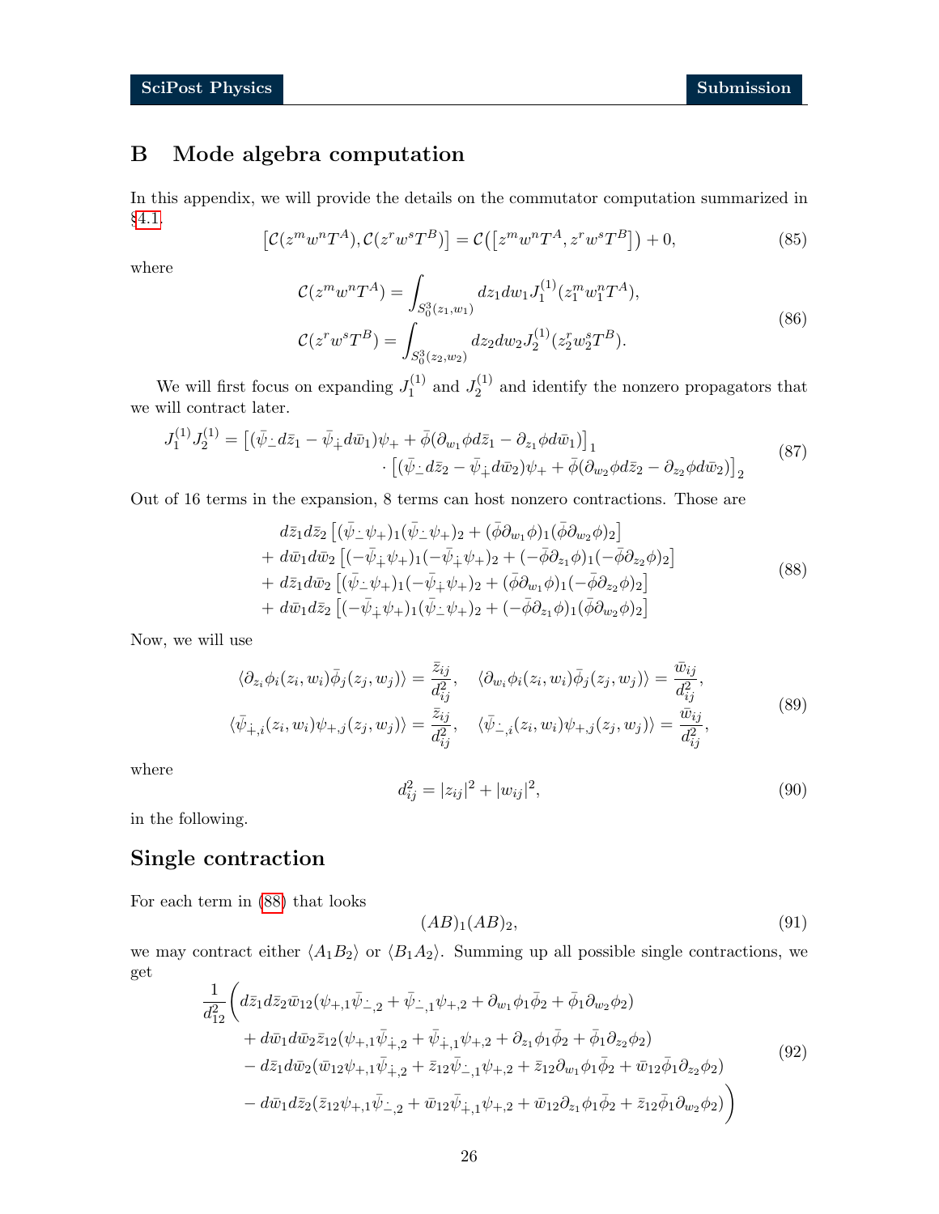## B Mode algebra computation

In this appendix, we will provide the details on the commutator computation summarized in §4.1.

$$\left[\mathcal{C}(z^m w^n T^A), \mathcal{C}(z^r w^s T^B)\right] = \mathcal{C}\left(\left[z^m w^n T^A, z^r w^s T^B\right]\right) + 0, \tag{85}$$

where

$$\begin{aligned}
\mathcal{C}(z^m w^n T^A) &= \int_{S_0^3(z_1,w_1)} dz_1 dw_1 J_1^{(1)}(z_1^m w_1^n T^A), \\
\mathcal{C}(z^r w^s T^B) &= \int_{S_0^3(z_2,w_2)} dz_2 dw_2 J_2^{(1)}(z_2^r w_2^s T^B).
\end{aligned} \tag{86}$$

We will first focus on expanding $J_1^{(1)}$ and $J_2^{(1)}$ and identify the nonzero propagators that we will contract later.

$$\begin{aligned}
J_1^{(1)} J_2^{(1)} = &\left[(\bar\psi_{\dot{-}} d\bar z_1 - \bar\psi_{\dot{+}} d\bar w_1)\psi_+ + \bar\phi(\partial_{w_1}\phi d\bar z_1 - \partial_{z_1}\phi d\bar w_1)\right]_1 \\
&\cdot \left[(\bar\psi_{\dot{-}} d\bar z_2 - \bar\psi_{\dot{+}} d\bar w_2)\psi_+ + \bar\phi(\partial_{w_2}\phi d\bar z_2 - \partial_{z_2}\phi d\bar w_2)\right]_2
\end{aligned} \tag{87}$$

Out of 16 terms in the expansion, 8 terms can host nonzero contractions. Those are

$$\begin{aligned}
&d\bar z_1 d\bar z_2 \left[(\bar\psi_{\dot{-}}\psi_+)_1(\bar\psi_{\dot{-}}\psi_+)_2 + (\bar\phi\partial_{w_1}\phi)_1(\bar\phi\partial_{w_2}\phi)_2\right] \\
&+ d\bar w_1 d\bar w_2 \left[(-\bar\psi_{\dot{+}}\psi_+)_1(-\bar\psi_{\dot{+}}\psi_+)_2 + (-\bar\phi\partial_{z_1}\phi)_1(-\bar\phi\partial_{z_2}\phi)_2\right] \\
&+ d\bar z_1 d\bar w_2 \left[(\bar\psi_{\dot{-}}\psi_+)_1(-\bar\psi_{\dot{+}}\psi_+)_2 + (\bar\phi\partial_{w_1}\phi)_1(-\bar\phi\partial_{z_2}\phi)_2\right] \\
&+ d\bar w_1 d\bar z_2 \left[(-\bar\psi_{\dot{+}}\psi_+)_1(\bar\psi_{\dot{-}}\psi_+)_2 + (-\bar\phi\partial_{z_1}\phi)_1(\bar\phi\partial_{w_2}\phi)_2\right]
\end{aligned} \tag{88}$$

Now, we will use

$$\begin{aligned}
\langle \partial_{z_i}\phi_i(z_i,w_i)\bar\phi_j(z_j,w_j)\rangle &= \frac{\bar z_{ij}}{d_{ij}^2}, \quad \langle \partial_{w_i}\phi_i(z_i,w_i)\bar\phi_j(z_j,w_j)\rangle = \frac{\bar w_{ij}}{d_{ij}^2}, \\
\langle \bar\psi_{\dot{+},i}(z_i,w_i)\psi_{+,j}(z_j,w_j)\rangle &= \frac{\bar z_{ij}}{d_{ij}^2}, \quad \langle \bar\psi_{\dot{-},i}(z_i,w_i)\psi_{+,j}(z_j,w_j)\rangle = \frac{\bar w_{ij}}{d_{ij}^2},
\end{aligned} \tag{89}$$

where

$$d_{ij}^2 = |z_{ij}|^2 + |w_{ij}|^2, \tag{90}$$

in the following.

## Single contraction

For each term in (88) that looks

$$(AB)_1(AB)_2, \tag{91}$$

we may contract either $\langle A_1 B_2\rangle$ or $\langle B_1 A_2\rangle$. Summing up all possible single contractions, we get

$$\begin{aligned}
\frac{1}{d_{12}^2}\Big( &d\bar z_1 d\bar z_2 \bar w_{12}(\psi_{+,1}\bar\psi_{\dot{-},2} + \bar\psi_{\dot{-},1}\psi_{+,2} + \partial_{w_1}\phi_1\bar\phi_2 + \bar\phi_1\partial_{w_2}\phi_2) \\
&+ d\bar w_1 d\bar w_2 \bar z_{12}(\psi_{+,1}\bar\psi_{\dot{+},2} + \bar\psi_{\dot{+},1}\psi_{+,2} + \partial_{z_1}\phi_1\bar\phi_2 + \bar\phi_1\partial_{z_2}\phi_2) \\
&- d\bar z_1 d\bar w_2(\bar w_{12}\psi_{+,1}\bar\psi_{\dot{+},2} + \bar z_{12}\bar\psi_{\dot{-},1}\psi_{+,2} + \bar z_{12}\partial_{w_1}\phi_1\bar\phi_2 + \bar w_{12}\bar\phi_1\partial_{z_2}\phi_2) \\
&- d\bar w_1 d\bar z_2(\bar z_{12}\psi_{+,1}\bar\psi_{\dot{-},2} + \bar w_{12}\bar\psi_{\dot{+},1}\psi_{+,2} + \bar w_{12}\partial_{z_1}\phi_1\bar\phi_2 + \bar z_{12}\bar\phi_1\partial_{w_2}\phi_2)\Big)
\end{aligned} \tag{92}$$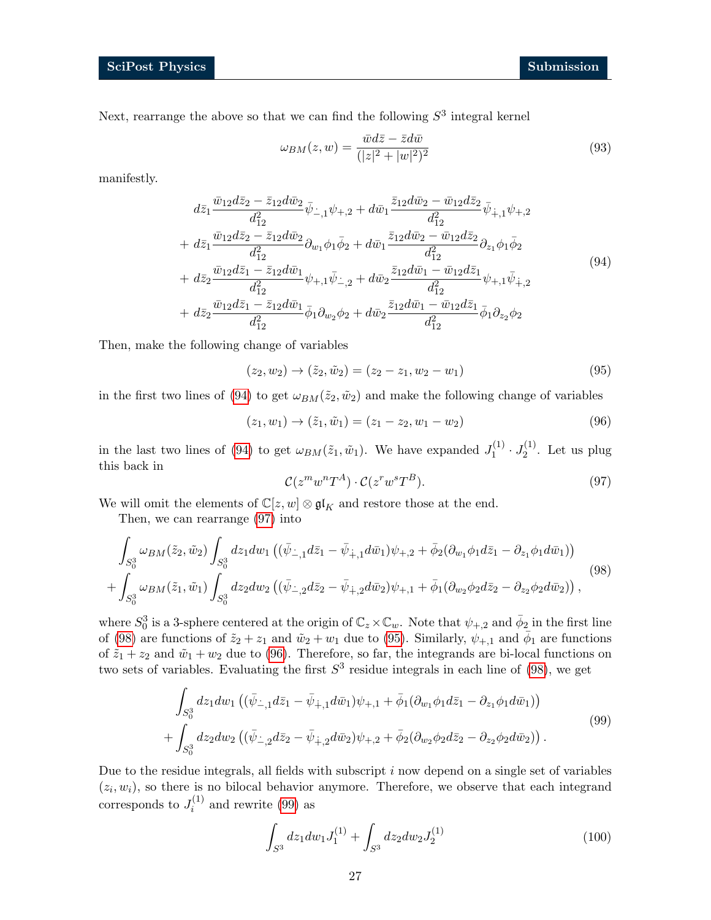Next, rearrange the above so that we can find the following $S^3$ integral kernel

$$\omega_{BM}(z,w) = \frac{\bar{w}d\bar{z} - \bar{z}d\bar{w}}{(|z|^2+|w|^2)^2} \tag{93}$$

manifestly.

$$\begin{aligned}
&d\bar{z}_1 \frac{\bar{w}_{12}d\bar{z}_2 - \bar{z}_{12}d\bar{w}_2}{d_{12}^2}\bar{\psi}_{\dot{-},1}\psi_{+,2} + d\bar{w}_1 \frac{\bar{z}_{12}d\bar{w}_2 - \bar{w}_{12}d\bar{z}_2}{d_{12}^2}\bar{\psi}_{\dot{+},1}\psi_{+,2} \\
+\, &d\bar{z}_1 \frac{\bar{w}_{12}d\bar{z}_2 - \bar{z}_{12}d\bar{w}_2}{d_{12}^2}\partial_{w_1}\phi_1\bar{\phi}_2 + d\bar{w}_1 \frac{\bar{z}_{12}d\bar{w}_2 - \bar{w}_{12}d\bar{z}_2}{d_{12}^2}\partial_{z_1}\phi_1\bar{\phi}_2 \\
+\, &d\bar{z}_2 \frac{\bar{w}_{12}d\bar{z}_1 - \bar{z}_{12}d\bar{w}_1}{d_{12}^2}\psi_{+,1}\bar{\psi}_{\dot{-},2} + d\bar{w}_2 \frac{\bar{z}_{12}d\bar{w}_1 - \bar{w}_{12}d\bar{z}_1}{d_{12}^2}\psi_{+,1}\bar{\psi}_{\dot{+},2} \\
+\, &d\bar{z}_2 \frac{\bar{w}_{12}d\bar{z}_1 - \bar{z}_{12}d\bar{w}_1}{d_{12}^2}\bar{\phi}_1\partial_{w_2}\phi_2 + d\bar{w}_2 \frac{\bar{z}_{12}d\bar{w}_1 - \bar{w}_{12}d\bar{z}_1}{d_{12}^2}\bar{\phi}_1\partial_{z_2}\phi_2
\end{aligned} \tag{94}$$

Then, make the following change of variables

$$(z_2, w_2) \to (\tilde{z}_2, \tilde{w}_2) = (z_2 - z_1, w_2 - w_1) \tag{95}$$

in the first two lines of (94) to get $\omega_{BM}(\tilde{z}_2, \tilde{w}_2)$ and make the following change of variables

$$(z_1, w_1) \to (\tilde{z}_1, \tilde{w}_1) = (z_1 - z_2, w_1 - w_2) \tag{96}$$

in the last two lines of (94) to get $\omega_{BM}(\tilde{z}_1, \tilde{w}_1)$. We have expanded $J_1^{(1)} \cdot J_2^{(1)}$. Let us plug this back in

$$\mathcal{C}(z^m w^n T^A) \cdot \mathcal{C}(z^r w^s T^B). \tag{97}$$

We will omit the elements of $\mathbb{C}[z,w] \otimes \mathfrak{gl}_K$ and restore those at the end.

Then, we can rearrange (97) into

$$\begin{aligned}
&\int_{S_0^3} \omega_{BM}(\tilde{z}_2, \tilde{w}_2) \int_{S_0^3} dz_1 dw_1 \left( (\bar{\psi}_{\dot{-},1} d\bar{z}_1 - \bar{\psi}_{\dot{+},1} d\bar{w}_1)\psi_{+,2} + \bar{\phi}_2(\partial_{w_1}\phi_1 d\bar{z}_1 - \partial_{z_1}\phi_1 d\bar{w}_1) \right) \\
+ &\int_{S_0^3} \omega_{BM}(\tilde{z}_1, \tilde{w}_1) \int_{S_0^3} dz_2 dw_2 \left( (\bar{\psi}_{\dot{-},2} d\bar{z}_2 - \bar{\psi}_{\dot{+},2} d\bar{w}_2)\psi_{+,1} + \bar{\phi}_1(\partial_{w_2}\phi_2 d\bar{z}_2 - \partial_{z_2}\phi_2 d\bar{w}_2) \right),
\end{aligned} \tag{98}$$

where $S_0^3$ is a 3-sphere centered at the origin of $\mathbb{C}_z \times \mathbb{C}_w$. Note that $\psi_{+,2}$ and $\bar{\phi}_2$ in the first line of (98) are functions of $\tilde{z}_2 + z_1$ and $\tilde{w}_2 + w_1$ due to (95). Similarly, $\psi_{+,1}$ and $\bar{\phi}_1$ are functions of $\tilde{z}_1 + z_2$ and $\tilde{w}_1 + w_2$ due to (96). Therefore, so far, the integrands are bi-local functions on two sets of variables. Evaluating the first $S^3$ residue integrals in each line of (98), we get

$$\begin{aligned}
&\int_{S_0^3} dz_1 dw_1 \left( (\bar{\psi}_{\dot{-},1} d\bar{z}_1 - \bar{\psi}_{\dot{+},1} d\bar{w}_1)\psi_{+,1} + \bar{\phi}_1(\partial_{w_1}\phi_1 d\bar{z}_1 - \partial_{z_1}\phi_1 d\bar{w}_1) \right) \\
+ &\int_{S_0^3} dz_2 dw_2 \left( (\bar{\psi}_{\dot{-},2} d\bar{z}_2 - \bar{\psi}_{\dot{+},2} d\bar{w}_2)\psi_{+,2} + \bar{\phi}_2(\partial_{w_2}\phi_2 d\bar{z}_2 - \partial_{z_2}\phi_2 d\bar{w}_2) \right).
\end{aligned} \tag{99}$$

Due to the residue integrals, all fields with subscript $i$ now depend on a single set of variables $(z_i, w_i)$, so there is no bilocal behavior anymore. Therefore, we observe that each integrand corresponds to $J_i^{(1)}$ and rewrite (99) as

$$\int_{S^3} dz_1 dw_1 J_1^{(1)} + \int_{S^3} dz_2 dw_2 J_2^{(1)} \tag{100}$$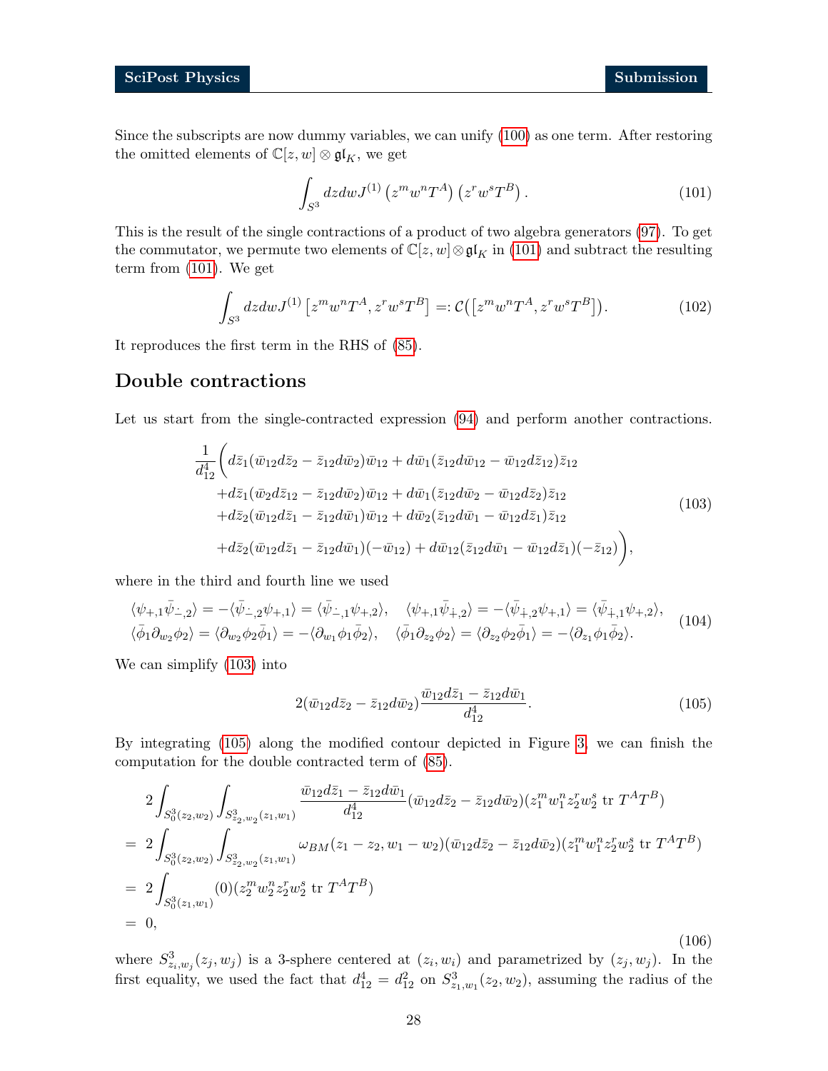Since the subscripts are now dummy variables, we can unify (100) as one term. After restoring the omitted elements of $\mathbb{C}[z,w]\otimes\mathfrak{gl}_K$, we get

$$\int_{S^3} dz dw J^{(1)}\left(z^m w^n T^A\right)\left(z^r w^s T^B\right). \tag{101}$$

This is the result of the single contractions of a product of two algebra generators (97). To get the commutator, we permute two elements of $\mathbb{C}[z,w]\otimes\mathfrak{gl}_K$ in (101) and subtract the resulting term from (101). We get

$$\int_{S^3} dz dw J^{(1)}\left[z^m w^n T^A, z^r w^s T^B\right] =: \mathcal{C}\big(\left[z^m w^n T^A, z^r w^s T^B\right]\big). \tag{102}$$

It reproduces the first term in the RHS of (85).

## Double contractions

Let us start from the single-contracted expression (94) and perform another contractions.

$$\begin{aligned}
\frac{1}{d_{12}^4}\bigg( & d\bar{z}_1(\bar{w}_{12}d\bar{z}_2 - \bar{z}_{12}d\bar{w}_2)\bar{w}_{12} + d\bar{w}_1(\bar{z}_{12}d\bar{w}_{12} - \bar{w}_{12}d\bar{z}_{12})\bar{z}_{12} \\
& + d\bar{z}_1(\bar{w}_2 d\bar{z}_{12} - \bar{z}_{12}d\bar{w}_2)\bar{w}_{12} + d\bar{w}_1(\bar{z}_{12}d\bar{w}_2 - \bar{w}_{12}d\bar{z}_2)\bar{z}_{12} \\
& + d\bar{z}_2(\bar{w}_{12}d\bar{z}_1 - \bar{z}_{12}d\bar{w}_1)\bar{w}_{12} + d\bar{w}_2(\bar{z}_{12}d\bar{w}_1 - \bar{w}_{12}d\bar{z}_1)\bar{z}_{12} \\
& + d\bar{z}_2(\bar{w}_{12}d\bar{z}_1 - \bar{z}_{12}d\bar{w}_1)(-\bar{w}_{12}) + d\bar{w}_{12}(\bar{z}_{12}d\bar{w}_1 - \bar{w}_{12}d\bar{z}_1)(-\bar{z}_{12})\bigg),
\end{aligned} \tag{103}$$

where in the third and fourth line we used

$$\begin{aligned}
&\langle \psi_{+,1}\bar{\psi}_{\dot{-},2}\rangle = -\langle \bar{\psi}_{\dot{-},2}\psi_{+,1}\rangle = \langle \bar{\psi}_{\dot{-},1}\psi_{+,2}\rangle, \quad \langle \psi_{+,1}\bar{\psi}_{\dot{+},2}\rangle = -\langle \bar{\psi}_{\dot{+},2}\psi_{+,1}\rangle = \langle \bar{\psi}_{\dot{+},1}\psi_{+,2}\rangle, \\
&\langle \bar{\phi}_1 \partial_{w_2}\phi_2\rangle = \langle \partial_{w_2}\phi_2\bar{\phi}_1\rangle = -\langle \partial_{w_1}\phi_1\bar{\phi}_2\rangle, \quad \langle \bar{\phi}_1\partial_{z_2}\phi_2\rangle = \langle \partial_{z_2}\phi_2\bar{\phi}_1\rangle = -\langle \partial_{z_1}\phi_1\bar{\phi}_2\rangle.
\end{aligned} \tag{104}$$

We can simplify (103) into

$$2(\bar{w}_{12}d\bar{z}_2 - \bar{z}_{12}d\bar{w}_2)\frac{\bar{w}_{12}d\bar{z}_1 - \bar{z}_{12}d\bar{w}_1}{d_{12}^4}. \tag{105}$$

By integrating (105) along the modified contour depicted in Figure 3, we can finish the computation for the double contracted term of (85).

$$\begin{aligned}
& 2\int_{S^3_0(z_2,w_2)}\int_{S^3_{z_2,w_2}(z_1,w_1)} \frac{\bar{w}_{12}d\bar{z}_1 - \bar{z}_{12}d\bar{w}_1}{d_{12}^4}(\bar{w}_{12}d\bar{z}_2 - \bar{z}_{12}d\bar{w}_2)(z_1^m w_1^n z_2^r w_2^s \ \mathrm{tr}\ T^A T^B) \\
= \ & 2\int_{S^3_0(z_2,w_2)}\int_{S^3_{z_2,w_2}(z_1,w_1)} \omega_{BM}(z_1 - z_2, w_1 - w_2)(\bar{w}_{12}d\bar{z}_2 - \bar{z}_{12}d\bar{w}_2)(z_1^m w_1^n z_2^r w_2^s \ \mathrm{tr}\ T^A T^B) \\
= \ & 2\int_{S^3_0(z_1,w_1)} (0)(z_2^m w_2^n z_2^r w_2^s \ \mathrm{tr}\ T^A T^B) \\
= \ & 0,
\end{aligned} \tag{106}$$

where $S^3_{z_i,w_j}(z_j,w_j)$ is a 3-sphere centered at $(z_i,w_i)$ and parametrized by $(z_j,w_j)$. In the first equality, we used the fact that $d_{12}^4 = d_{12}^2$ on $S^3_{z_1,w_1}(z_2,w_2)$, assuming the radius of the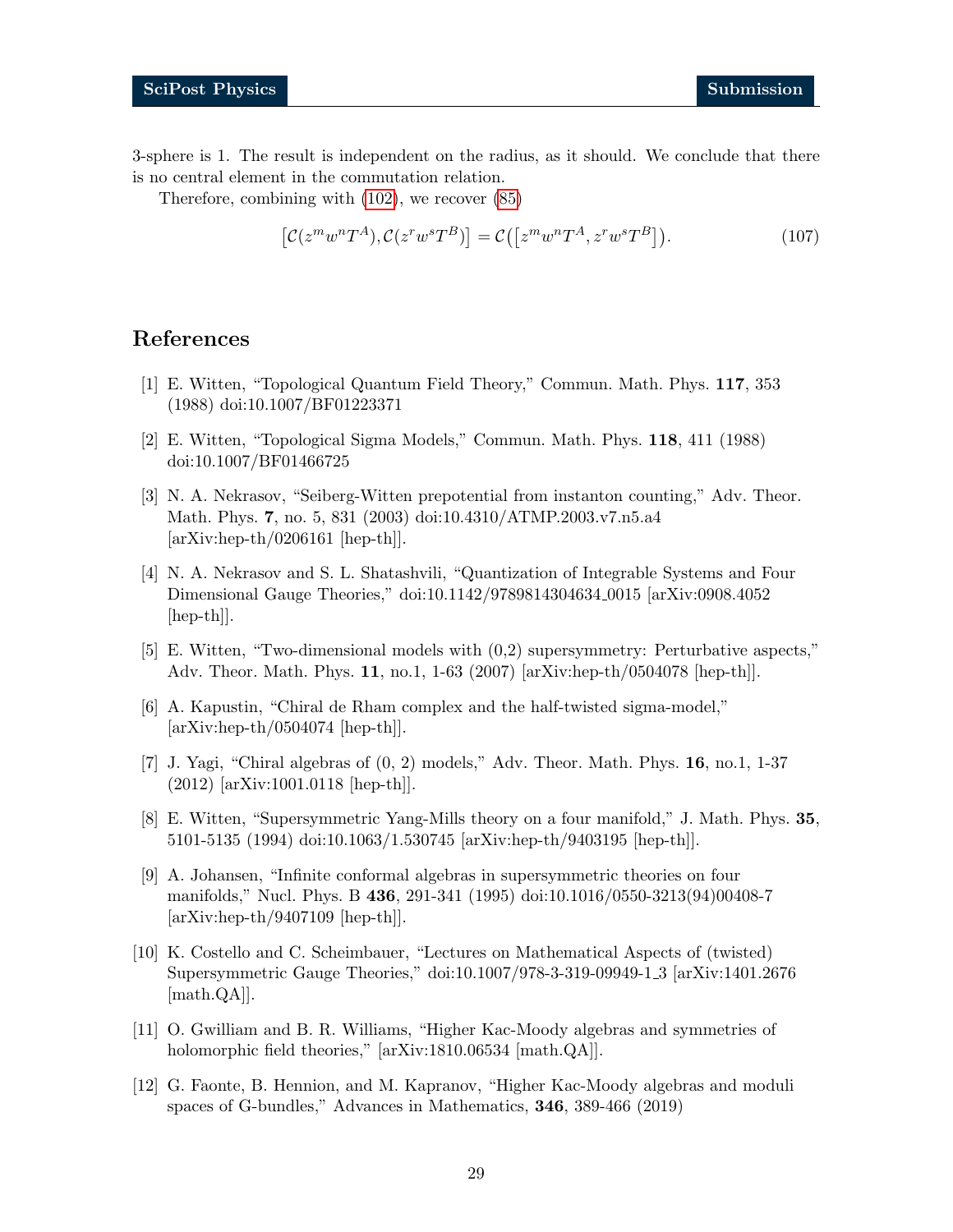3-sphere is 1. The result is independent on the radius, as it should. We conclude that there is no central element in the commutation relation.

Therefore, combining with (102), we recover (85)

$$\left[\mathcal{C}(z^m w^n T^A), \mathcal{C}(z^r w^s T^B)\right] = \mathcal{C}\left(\left[z^m w^n T^A, z^r w^s T^B\right]\right). \tag{107}$$

## References

[1] E. Witten, "Topological Quantum Field Theory," Commun. Math. Phys. **117**, 353 (1988) doi:10.1007/BF01223371

[2] E. Witten, "Topological Sigma Models," Commun. Math. Phys. **118**, 411 (1988) doi:10.1007/BF01466725

[3] N. A. Nekrasov, "Seiberg-Witten prepotential from instanton counting," Adv. Theor. Math. Phys. **7**, no. 5, 831 (2003) doi:10.4310/ATMP.2003.v7.n5.a4 [arXiv:hep-th/0206161 [hep-th]].

[4] N. A. Nekrasov and S. L. Shatashvili, "Quantization of Integrable Systems and Four Dimensional Gauge Theories," doi:10.1142/9789814304634_0015 [arXiv:0908.4052 [hep-th]].

[5] E. Witten, "Two-dimensional models with (0,2) supersymmetry: Perturbative aspects," Adv. Theor. Math. Phys. **11**, no.1, 1-63 (2007) [arXiv:hep-th/0504078 [hep-th]].

[6] A. Kapustin, "Chiral de Rham complex and the half-twisted sigma-model," [arXiv:hep-th/0504074 [hep-th]].

[7] J. Yagi, "Chiral algebras of (0, 2) models," Adv. Theor. Math. Phys. **16**, no.1, 1-37 (2012) [arXiv:1001.0118 [hep-th]].

[8] E. Witten, "Supersymmetric Yang-Mills theory on a four manifold," J. Math. Phys. **35**, 5101-5135 (1994) doi:10.1063/1.530745 [arXiv:hep-th/9403195 [hep-th]].

[9] A. Johansen, "Infinite conformal algebras in supersymmetric theories on four manifolds," Nucl. Phys. B **436**, 291-341 (1995) doi:10.1016/0550-3213(94)00408-7 [arXiv:hep-th/9407109 [hep-th]].

[10] K. Costello and C. Scheimbauer, "Lectures on Mathematical Aspects of (twisted) Supersymmetric Gauge Theories," doi:10.1007/978-3-319-09949-1_3 [arXiv:1401.2676 [math.QA]].

[11] O. Gwilliam and B. R. Williams, "Higher Kac-Moody algebras and symmetries of holomorphic field theories," [arXiv:1810.06534 [math.QA]].

[12] G. Faonte, B. Hennion, and M. Kapranov, "Higher Kac-Moody algebras and moduli spaces of G-bundles," Advances in Mathematics, **346**, 389-466 (2019)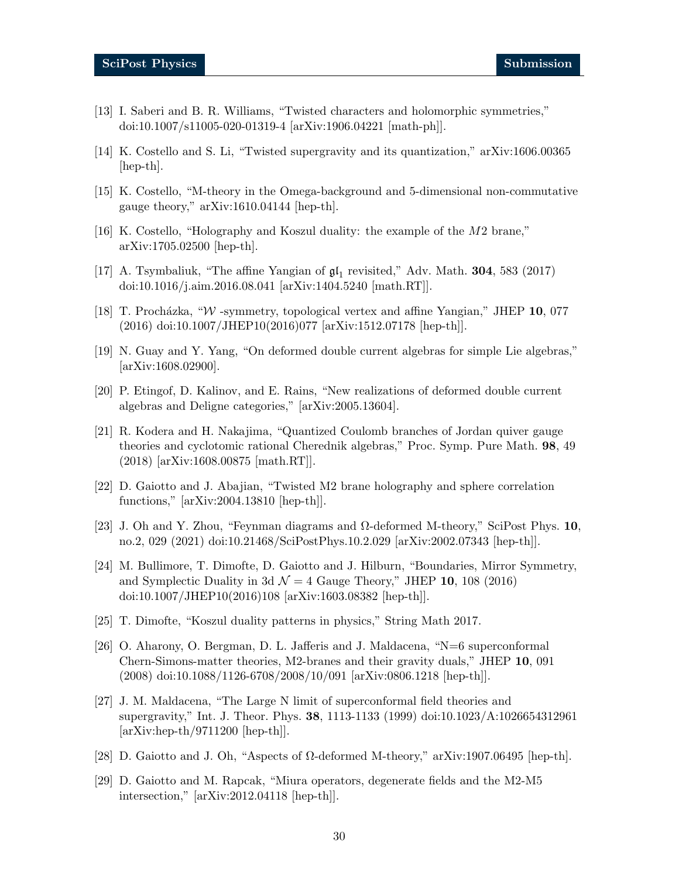[13] I. Saberi and B. R. Williams, "Twisted characters and holomorphic symmetries," doi:10.1007/s11005-020-01319-4 [arXiv:1906.04221 [math-ph]].

[14] K. Costello and S. Li, "Twisted supergravity and its quantization," arXiv:1606.00365 [hep-th].

[15] K. Costello, "M-theory in the Omega-background and 5-dimensional non-commutative gauge theory," arXiv:1610.04144 [hep-th].

[16] K. Costello, "Holography and Koszul duality: the example of the $M2$ brane," arXiv:1705.02500 [hep-th].

[17] A. Tsymbaliuk, "The affine Yangian of $\mathfrak{gl}_1$ revisited," Adv. Math. **304**, 583 (2017) doi:10.1016/j.aim.2016.08.041 [arXiv:1404.5240 [math.RT]].

[18] T. Procházka, "$\mathcal{W}$ -symmetry, topological vertex and affine Yangian," JHEP **10**, 077 (2016) doi:10.1007/JHEP10(2016)077 [arXiv:1512.07178 [hep-th]].

[19] N. Guay and Y. Yang, "On deformed double current algebras for simple Lie algebras," [arXiv:1608.02900].

[20] P. Etingof, D. Kalinov, and E. Rains, "New realizations of deformed double current algebras and Deligne categories," [arXiv:2005.13604].

[21] R. Kodera and H. Nakajima, "Quantized Coulomb branches of Jordan quiver gauge theories and cyclotomic rational Cherednik algebras," Proc. Symp. Pure Math. **98**, 49 (2018) [arXiv:1608.00875 [math.RT]].

[22] D. Gaiotto and J. Abajian, "Twisted M2 brane holography and sphere correlation functions," [arXiv:2004.13810 [hep-th]].

[23] J. Oh and Y. Zhou, "Feynman diagrams and $\Omega$-deformed M-theory," SciPost Phys. **10**, no.2, 029 (2021) doi:10.21468/SciPostPhys.10.2.029 [arXiv:2002.07343 [hep-th]].

[24] M. Bullimore, T. Dimofte, D. Gaiotto and J. Hilburn, "Boundaries, Mirror Symmetry, and Symplectic Duality in 3d $\mathcal{N} = 4$ Gauge Theory," JHEP **10**, 108 (2016) doi:10.1007/JHEP10(2016)108 [arXiv:1603.08382 [hep-th]].

[25] T. Dimofte, "Koszul duality patterns in physics," String Math 2017.

[26] O. Aharony, O. Bergman, D. L. Jafferis and J. Maldacena, "N=6 superconformal Chern-Simons-matter theories, M2-branes and their gravity duals," JHEP **10**, 091 (2008) doi:10.1088/1126-6708/2008/10/091 [arXiv:0806.1218 [hep-th]].

[27] J. M. Maldacena, "The Large N limit of superconformal field theories and supergravity," Int. J. Theor. Phys. **38**, 1113-1133 (1999) doi:10.1023/A:1026654312961 [arXiv:hep-th/9711200 [hep-th]].

[28] D. Gaiotto and J. Oh, "Aspects of $\Omega$-deformed M-theory," arXiv:1907.06495 [hep-th].

[29] D. Gaiotto and M. Rapcak, "Miura operators, degenerate fields and the M2-M5 intersection," [arXiv:2012.04118 [hep-th]].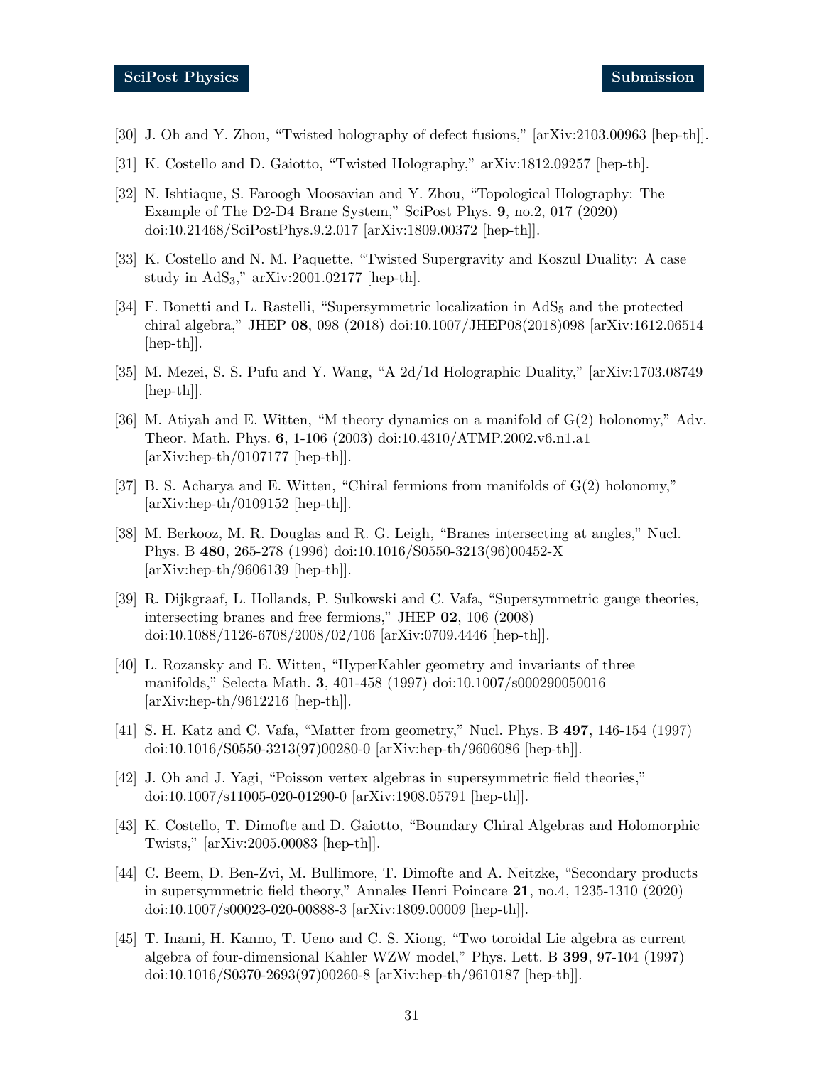[30] J. Oh and Y. Zhou, "Twisted holography of defect fusions," [arXiv:2103.00963 [hep-th]].

[31] K. Costello and D. Gaiotto, "Twisted Holography," arXiv:1812.09257 [hep-th].

[32] N. Ishtiaque, S. Faroogh Moosavian and Y. Zhou, "Topological Holography: The Example of The D2-D4 Brane System," SciPost Phys. **9**, no.2, 017 (2020) doi:10.21468/SciPostPhys.9.2.017 [arXiv:1809.00372 [hep-th]].

[33] K. Costello and N. M. Paquette, "Twisted Supergravity and Koszul Duality: A case study in $\mathrm{AdS}_3$," arXiv:2001.02177 [hep-th].

[34] F. Bonetti and L. Rastelli, "Supersymmetric localization in $\mathrm{AdS}_5$ and the protected chiral algebra," JHEP **08**, 098 (2018) doi:10.1007/JHEP08(2018)098 [arXiv:1612.06514 [hep-th]].

[35] M. Mezei, S. S. Pufu and Y. Wang, "A 2d/1d Holographic Duality," [arXiv:1703.08749 [hep-th]].

[36] M. Atiyah and E. Witten, "M theory dynamics on a manifold of G(2) holonomy," Adv. Theor. Math. Phys. **6**, 1-106 (2003) doi:10.4310/ATMP.2002.v6.n1.a1 [arXiv:hep-th/0107177 [hep-th]].

[37] B. S. Acharya and E. Witten, "Chiral fermions from manifolds of G(2) holonomy," [arXiv:hep-th/0109152 [hep-th]].

[38] M. Berkooz, M. R. Douglas and R. G. Leigh, "Branes intersecting at angles," Nucl. Phys. B **480**, 265-278 (1996) doi:10.1016/S0550-3213(96)00452-X [arXiv:hep-th/9606139 [hep-th]].

[39] R. Dijkgraaf, L. Hollands, P. Sulkowski and C. Vafa, "Supersymmetric gauge theories, intersecting branes and free fermions," JHEP **02**, 106 (2008) doi:10.1088/1126-6708/2008/02/106 [arXiv:0709.4446 [hep-th]].

[40] L. Rozansky and E. Witten, "HyperKahler geometry and invariants of three manifolds," Selecta Math. **3**, 401-458 (1997) doi:10.1007/s000290050016 [arXiv:hep-th/9612216 [hep-th]].

[41] S. H. Katz and C. Vafa, "Matter from geometry," Nucl. Phys. B **497**, 146-154 (1997) doi:10.1016/S0550-3213(97)00280-0 [arXiv:hep-th/9606086 [hep-th]].

[42] J. Oh and J. Yagi, "Poisson vertex algebras in supersymmetric field theories," doi:10.1007/s11005-020-01290-0 [arXiv:1908.05791 [hep-th]].

[43] K. Costello, T. Dimofte and D. Gaiotto, "Boundary Chiral Algebras and Holomorphic Twists," [arXiv:2005.00083 [hep-th]].

[44] C. Beem, D. Ben-Zvi, M. Bullimore, T. Dimofte and A. Neitzke, "Secondary products in supersymmetric field theory," Annales Henri Poincare **21**, no.4, 1235-1310 (2020) doi:10.1007/s00023-020-00888-3 [arXiv:1809.00009 [hep-th]].

[45] T. Inami, H. Kanno, T. Ueno and C. S. Xiong, "Two toroidal Lie algebra as current algebra of four-dimensional Kahler WZW model," Phys. Lett. B **399**, 97-104 (1997) doi:10.1016/S0370-2693(97)00260-8 [arXiv:hep-th/9610187 [hep-th]].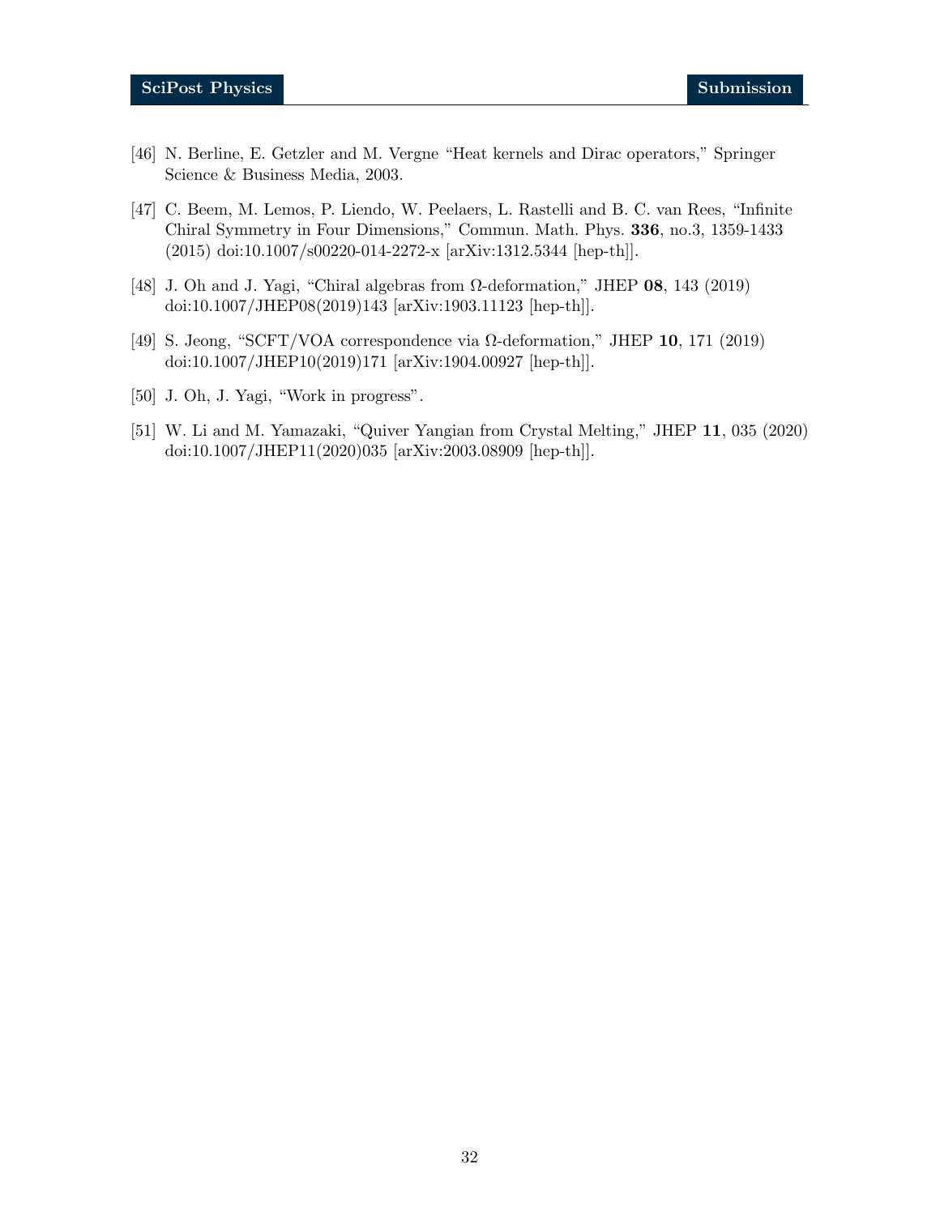[46] N. Berline, E. Getzler and M. Vergne "Heat kernels and Dirac operators," Springer Science & Business Media, 2003.

[47] C. Beem, M. Lemos, P. Liendo, W. Peelaers, L. Rastelli and B. C. van Rees, "Infinite Chiral Symmetry in Four Dimensions," Commun. Math. Phys. **336**, no.3, 1359-1433 (2015) doi:10.1007/s00220-014-2272-x [arXiv:1312.5344 [hep-th]].

[48] J. Oh and J. Yagi, "Chiral algebras from Ω-deformation," JHEP **08**, 143 (2019) doi:10.1007/JHEP08(2019)143 [arXiv:1903.11123 [hep-th]].

[49] S. Jeong, "SCFT/VOA correspondence via Ω-deformation," JHEP **10**, 171 (2019) doi:10.1007/JHEP10(2019)171 [arXiv:1904.00927 [hep-th]].

[50] J. Oh, J. Yagi, "Work in progress".

[51] W. Li and M. Yamazaki, "Quiver Yangian from Crystal Melting," JHEP **11**, 035 (2020) doi:10.1007/JHEP11(2020)035 [arXiv:2003.08909 [hep-th]].